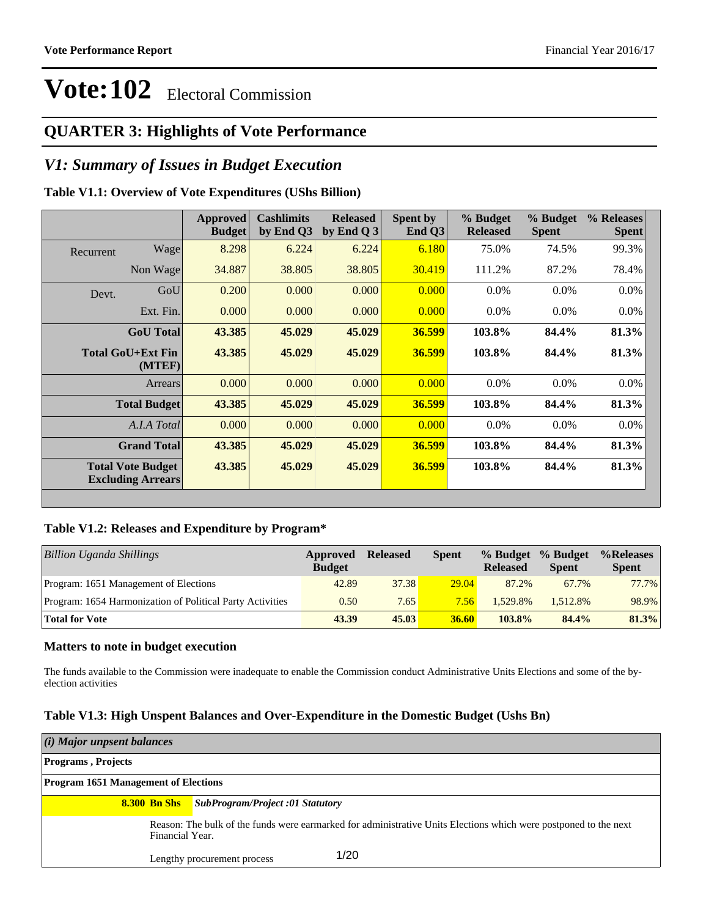# Vote:102 Electoral Commission

## QUARTER 3: Highlights of Vote Performance

## *V1: Summary of Issues in Budget Execution*

### Table V1.1: Overview of Vote Expenditures (UShs Billion)

| | | Approved Budget | Cashlimits by End Q3 | Released by End Q 3 | Spent by End Q3 | % Budget Released | % Budget Spent | % Releases Spent |
|---|---|---|---|---|---|---|---|---|
| Recurrent | Wage | 8.298 | 6.224 | 6.224 | 6.180 | 75.0% | 74.5% | 99.3% |
| | Non Wage | 34.887 | 38.805 | 38.805 | 30.419 | 111.2% | 87.2% | 78.4% |
| Devt. | GoU | 0.200 | 0.000 | 0.000 | 0.000 | 0.0% | 0.0% | 0.0% |
| | Ext. Fin. | 0.000 | 0.000 | 0.000 | 0.000 | 0.0% | 0.0% | 0.0% |
| | **GoU Total** | **43.385** | **45.029** | **45.029** | **36.599** | **103.8%** | **84.4%** | **81.3%** |
| | **Total GoU+Ext Fin (MTEF)** | **43.385** | **45.029** | **45.029** | **36.599** | **103.8%** | **84.4%** | **81.3%** |
| | Arrears | 0.000 | 0.000 | 0.000 | 0.000 | 0.0% | 0.0% | 0.0% |
| | **Total Budget** | **43.385** | **45.029** | **45.029** | **36.599** | **103.8%** | **84.4%** | **81.3%** |
| | *A.I.A Total* | 0.000 | 0.000 | 0.000 | 0.000 | 0.0% | 0.0% | 0.0% |
| | **Grand Total** | **43.385** | **45.029** | **45.029** | **36.599** | **103.8%** | **84.4%** | **81.3%** |
| | **Total Vote Budget Excluding Arrears** | **43.385** | **45.029** | **45.029** | **36.599** | **103.8%** | **84.4%** | **81.3%** |

### Table V1.2: Releases and Expenditure by Program*

| *Billion Uganda Shillings* | Approved Budget | Released | Spent | % Budget Released | % Budget Spent | %Releases Spent |
|---|---|---|---|---|---|---|
| Program: 1651 Management of Elections | 42.89 | 37.38 | 29.04 | 87.2% | 67.7% | 77.7% |
| Program: 1654 Harmonization of Political Party Activities | 0.50 | 7.65 | 7.56 | 1,529.8% | 1,512.8% | 98.9% |
| **Total for Vote** | **43.39** | **45.03** | **36.60** | **103.8%** | **84.4%** | **81.3%** |

### Matters to note in budget execution

The funds available to the Commission were inadequate to enable the Commission conduct Administrative Units Elections and some of the by-election activities

### Table V1.3: High Unspent Balances and Over-Expenditure in the Domestic Budget (Ushs Bn)

| *(i) Major unpsent balances* | |
|---|---|
| **Programs , Projects** | |
| **Program 1651 Management of Elections** | |
| **8.300 Bn Shs** | ***SubProgram/Project :01 Statutory*** |
| | Reason: The bulk of the funds were earmarked for administrative Units Elections which were postponed to the next Financial Year. |
| | Lengthy procurement process |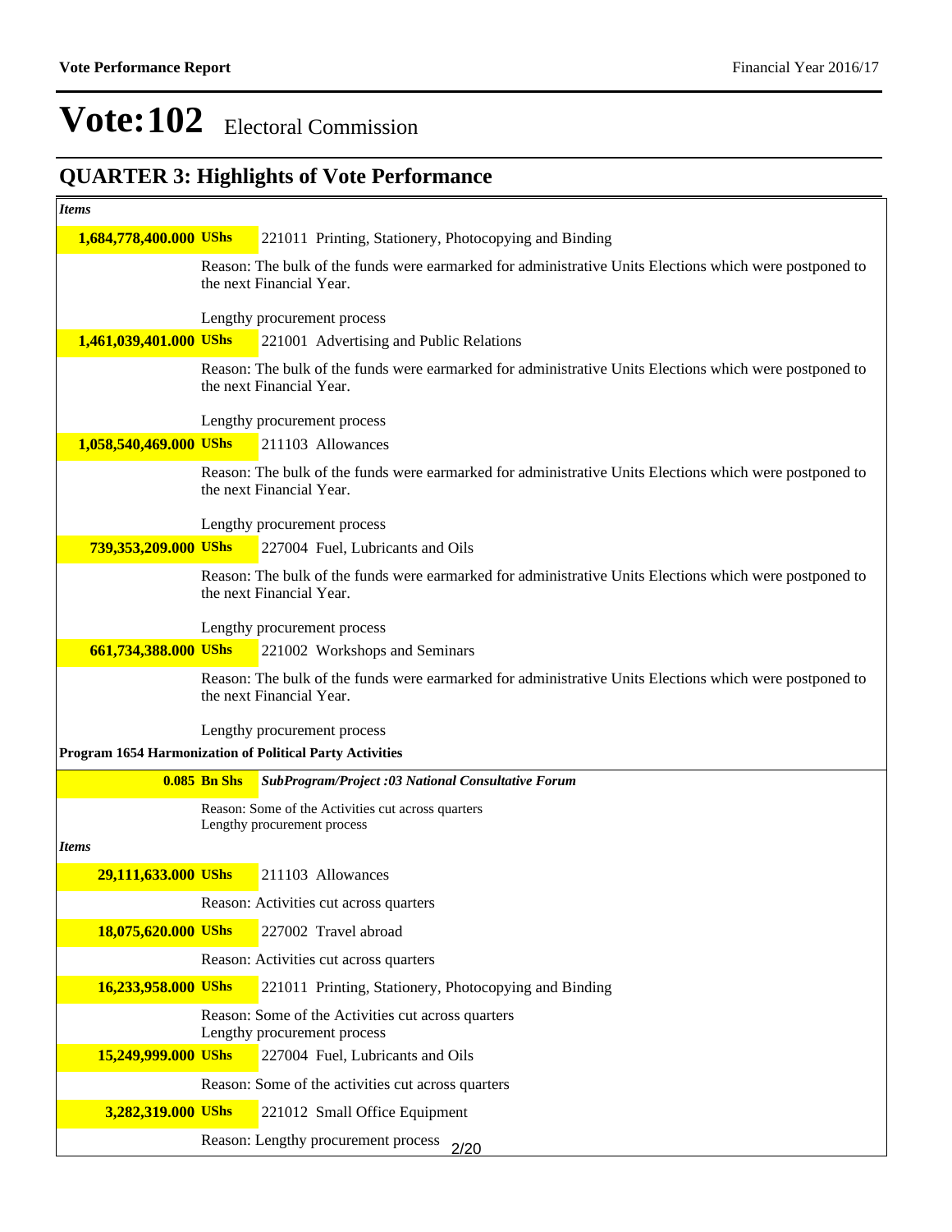# Vote:102 Electoral Commission

## QUARTER 3: Highlights of Vote Performance

*Items*

**1,684,778,400.000 UShs** 221011 Printing, Stationery, Photocopying and Binding

Reason: The bulk of the funds were earmarked for administrative Units Elections which were postponed to the next Financial Year.

Lengthy procurement process

**1,461,039,401.000 UShs** 221001 Advertising and Public Relations

Reason: The bulk of the funds were earmarked for administrative Units Elections which were postponed to the next Financial Year.

Lengthy procurement process

**1,058,540,469.000 UShs** 211103 Allowances

Reason: The bulk of the funds were earmarked for administrative Units Elections which were postponed to the next Financial Year.

Lengthy procurement process

**739,353,209.000 UShs** 227004 Fuel, Lubricants and Oils

Reason: The bulk of the funds were earmarked for administrative Units Elections which were postponed to the next Financial Year.

Lengthy procurement process

**661,734,388.000 UShs** 221002 Workshops and Seminars

Reason: The bulk of the funds were earmarked for administrative Units Elections which were postponed to the next Financial Year.

Lengthy procurement process

**Program 1654 Harmonization of Political Party Activities**

**0.085 Bn Shs** ***SubProgram/Project :03 National Consultative Forum***

Reason: Some of the Activities cut across quarters
Lengthy procurement process

*Items*

**29,111,633.000 UShs** 211103 Allowances

Reason: Activities cut across quarters

**18,075,620.000 UShs** 227002 Travel abroad

Reason: Activities cut across quarters

**16,233,958.000 UShs** 221011 Printing, Stationery, Photocopying and Binding

Reason: Some of the Activities cut across quarters
Lengthy procurement process

**15,249,999.000 UShs** 227004 Fuel, Lubricants and Oils

Reason: Some of the activities cut across quarters

**3,282,319.000 UShs** 221012 Small Office Equipment

Reason: Lengthy procurement process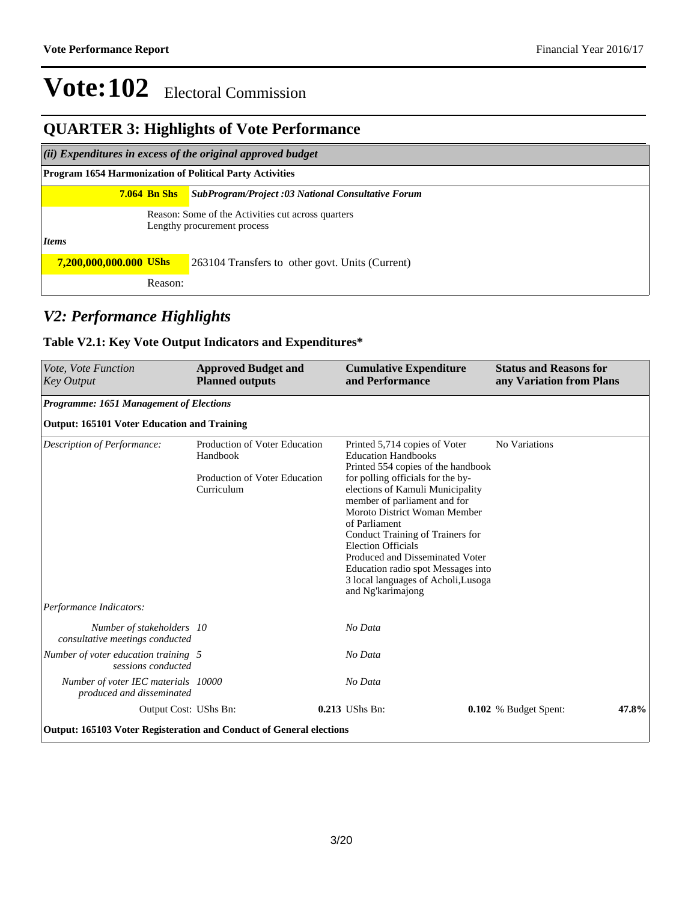# Vote:102 Electoral Commission

## QUARTER 3: Highlights of Vote Performance

| *(ii) Expenditures in excess of the original approved budget* | |
|---|---|
| **Program 1654 Harmonization of Political Party Activities** | |
| **7.064 Bn Shs** | ***SubProgram/Project :03 National Consultative Forum*** |
| | Reason: Some of the Activities cut across quarters<br>Lengthy procurement process |
| ***Items*** | |
| **7,200,000,000.000 UShs** | 263104 Transfers to other govt. Units (Current) |
| | Reason: |

## *V2: Performance Highlights*

### Table V2.1: Key Vote Output Indicators and Expenditures*

| *Vote, Vote Function Key Output* | **Approved Budget and Planned outputs** | **Cumulative Expenditure and Performance** | **Status and Reasons for any Variation from Plans** |
|---|---|---|---|
| ***Programme: 1651 Management of Elections*** | | | |
| **Output: 165101 Voter Education and Training** | | | |
| *Description of Performance:* | Production of Voter Education Handbook<br><br>Production of Voter Education Curriculum | Printed 5,714 copies of Voter Education Handbooks<br>Printed 554 copies of the handbook for polling officials for the by-elections of Kamuli Municipality member of parliament and for Moroto District Woman Member of Parliament<br>Conduct Training of Trainers for Election Officials<br>Produced and Disseminated Voter Education radio spot Messages into 3 local languages of Acholi,Lusoga and Ng'karimajong | No Variations |
| *Performance Indicators:* | | | |
| *Number of stakeholders consultative meetings conducted* | *10* | *No Data* | |
| *Number of voter education training sessions conducted* | *5* | *No Data* | |
| *Number of voter IEC materials produced and disseminated* | *10000* | *No Data* | |
| Output Cost: UShs Bn: | **0.213** UShs Bn: | **0.102** % Budget Spent: | **47.8%** |
| **Output: 165103 Voter Registeration and Conduct of General elections** | | | |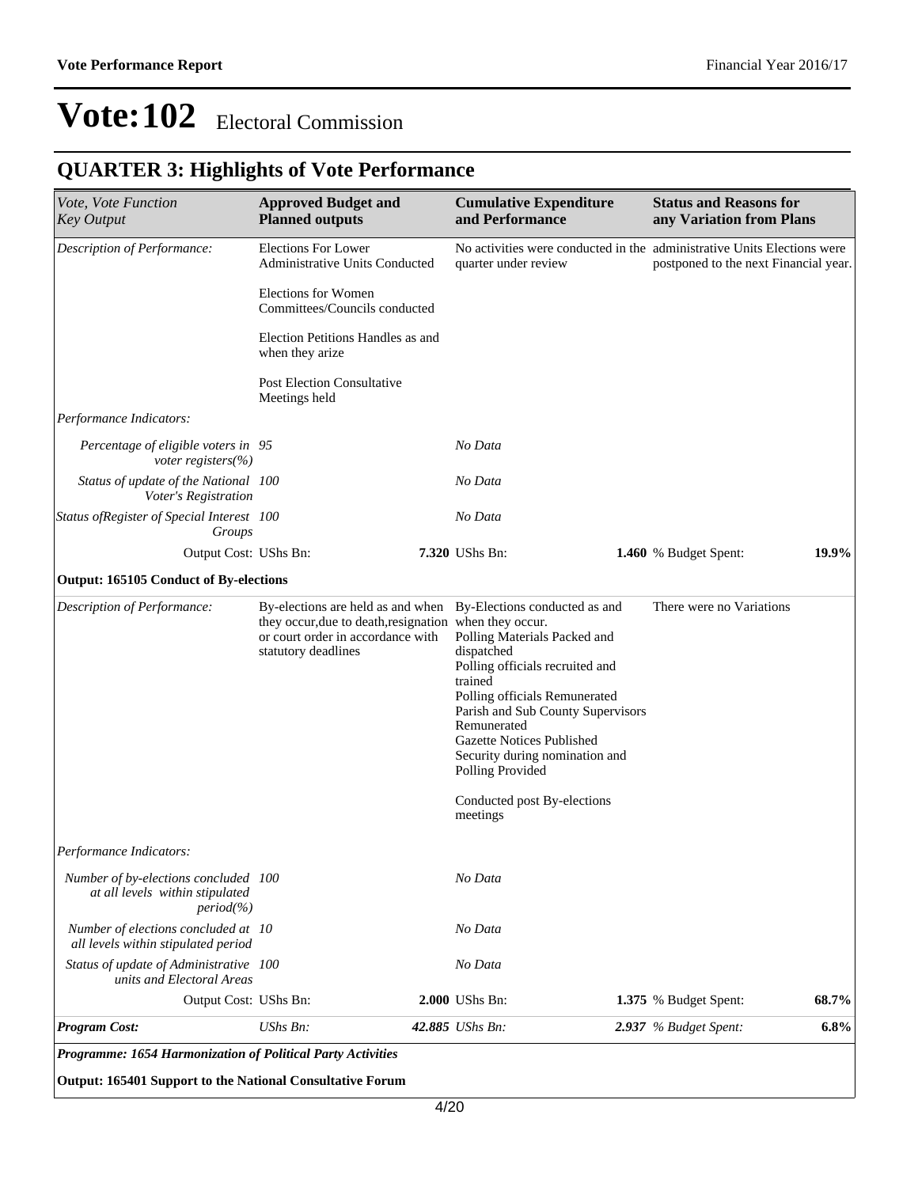# Vote:102 Electoral Commission

## QUARTER 3: Highlights of Vote Performance

| *Vote, Vote Function Key Output* | **Approved Budget and Planned outputs** | | **Cumulative Expenditure and Performance** | | **Status and Reasons for any Variation from Plans** | |
|---|---|---|---|---|---|---|
| *Description of Performance:* | Elections For Lower Administrative Units Conducted<br><br>Elections for Women Committees/Councils conducted<br><br>Election Petitions Handles as and when they arize<br><br>Post Election Consultative Meetings held | | No activities were conducted in the quarter under review | | administrative Units Elections were postponed to the next Financial year. | |
| *Performance Indicators:* | | | | | | |
| *Percentage of eligible voters in voter registers(%)* | *95* | | *No Data* | | | |
| *Status of update of the National Voter's Registration* | *100* | | *No Data* | | | |
| *Status ofRegister of Special Interest Groups* | *100* | | *No Data* | | | |
| Output Cost: | UShs Bn: | **7.320** | UShs Bn: | **1.460** | % Budget Spent: | **19.9%** |
| **Output: 165105 Conduct of By-elections** | | | | | | |
| *Description of Performance:* | By-elections are held as and when they occur,due to death,resignation or court order in accordance with statutory deadlines | | By-Elections conducted as and when they occur.<br>Polling Materials Packed and dispatched<br>Polling officials recruited and trained<br>Polling officials Remunerated<br>Parish and Sub County Supervisors Remunerated<br>Gazette Notices Published<br>Security during nomination and Polling Provided<br><br>Conducted post By-elections meetings | | There were no Variations | |
| *Performance Indicators:* | | | | | | |
| *Number of by-elections concluded at all levels within stipulated period(%)* | *100* | | *No Data* | | | |
| *Number of elections concluded at all levels within stipulated period* | *10* | | *No Data* | | | |
| *Status of update of Administrative units and Electoral Areas* | *100* | | *No Data* | | | |
| Output Cost: | UShs Bn: | **2.000** | UShs Bn: | **1.375** | % Budget Spent: | **68.7%** |
| ***Program Cost:*** | *UShs Bn:* | ***42.885*** | *UShs Bn:* | ***2.937*** | *% Budget Spent:* | **6.8%** |
| ***Programme: 1654 Harmonization of Political Party Activities*** | | | | | | |
| **Output: 165401 Support to the National Consultative Forum** | | | | | | |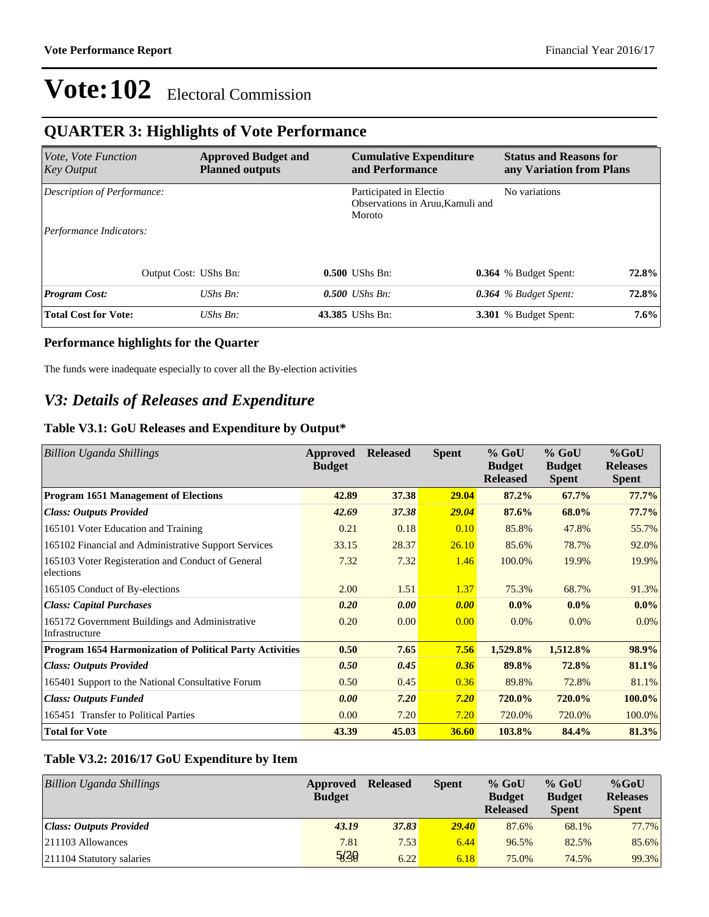# Vote:102 Electoral Commission

## QUARTER 3: Highlights of Vote Performance

| *Vote, Vote Function Key Output* | **Approved Budget and Planned outputs** | | **Cumulative Expenditure and Performance** | | **Status and Reasons for any Variation from Plans** | |
|---|---|---|---|---|---|---|
| *Description of Performance:* | | | Participated in Electio Observations in Aruu,Kamuli and Moroto | | No variations | |
| *Performance Indicators:* | | | | | | |
| Output Cost: | UShs Bn: | **0.500** | UShs Bn: | **0.364** | % Budget Spent: | **72.8%** |
| ***Program Cost:*** | *UShs Bn:* | ***0.500*** | *UShs Bn:* | ***0.364*** | *% Budget Spent:* | **72.8%** |
| **Total Cost for Vote:** | *UShs Bn:* | **43.385** | UShs Bn: | **3.301** | % Budget Spent: | **7.6%** |

### Performance highlights for the Quarter

The funds were inadequate especially to cover all the By-election activities

## *V3: Details of Releases and Expenditure*

### Table V3.1: GoU Releases and Expenditure by Output*

| *Billion Uganda Shillings* | Approved Budget | Released | Spent | % GoU Budget Released | % GoU Budget Spent | %GoU Releases Spent |
|---|---|---|---|---|---|---|
| **Program 1651 Management of Elections** | **42.89** | **37.38** | **29.04** | **87.2%** | **67.7%** | **77.7%** |
| ***Class: Outputs Provided*** | ***42.69*** | ***37.38*** | ***29.04*** | **87.6%** | **68.0%** | **77.7%** |
| 165101 Voter Education and Training | 0.21 | 0.18 | 0.10 | 85.8% | 47.8% | 55.7% |
| 165102 Financial and Administrative Support Services | 33.15 | 28.37 | 26.10 | 85.6% | 78.7% | 92.0% |
| 165103 Voter Registeration and Conduct of General elections | 7.32 | 7.32 | 1.46 | 100.0% | 19.9% | 19.9% |
| 165105 Conduct of By-elections | 2.00 | 1.51 | 1.37 | 75.3% | 68.7% | 91.3% |
| ***Class: Capital Purchases*** | ***0.20*** | ***0.00*** | ***0.00*** | **0.0%** | **0.0%** | **0.0%** |
| 165172 Government Buildings and Administrative Infrastructure | 0.20 | 0.00 | 0.00 | 0.0% | 0.0% | 0.0% |
| **Program 1654 Harmonization of Political Party Activities** | **0.50** | **7.65** | **7.56** | **1,529.8%** | **1,512.8%** | **98.9%** |
| ***Class: Outputs Provided*** | ***0.50*** | ***0.45*** | ***0.36*** | **89.8%** | **72.8%** | **81.1%** |
| 165401 Support to the National Consultative Forum | 0.50 | 0.45 | 0.36 | 89.8% | 72.8% | 81.1% |
| ***Class: Outputs Funded*** | ***0.00*** | ***7.20*** | ***7.20*** | **720.0%** | **720.0%** | **100.0%** |
| 165451 Transfer to Political Parties | 0.00 | 7.20 | 7.20 | 720.0% | 720.0% | 100.0% |
| **Total for Vote** | **43.39** | **45.03** | **36.60** | **103.8%** | **84.4%** | **81.3%** |

### Table V3.2: 2016/17 GoU Expenditure by Item

| *Billion Uganda Shillings* | Approved Budget | Released | Spent | % GoU Budget Released | % GoU Budget Spent | %GoU Releases Spent |
|---|---|---|---|---|---|---|
| ***Class: Outputs Provided*** | ***43.19*** | ***37.83*** | ***29.40*** | 87.6% | 68.1% | 77.7% |
| 211103 Allowances | 7.81 | 7.53 | 6.44 | 96.5% | 82.5% | 85.6% |
| 211104 Statutory salaries | 8.30 | 6.22 | 6.18 | 75.0% | 74.5% | 99.3% |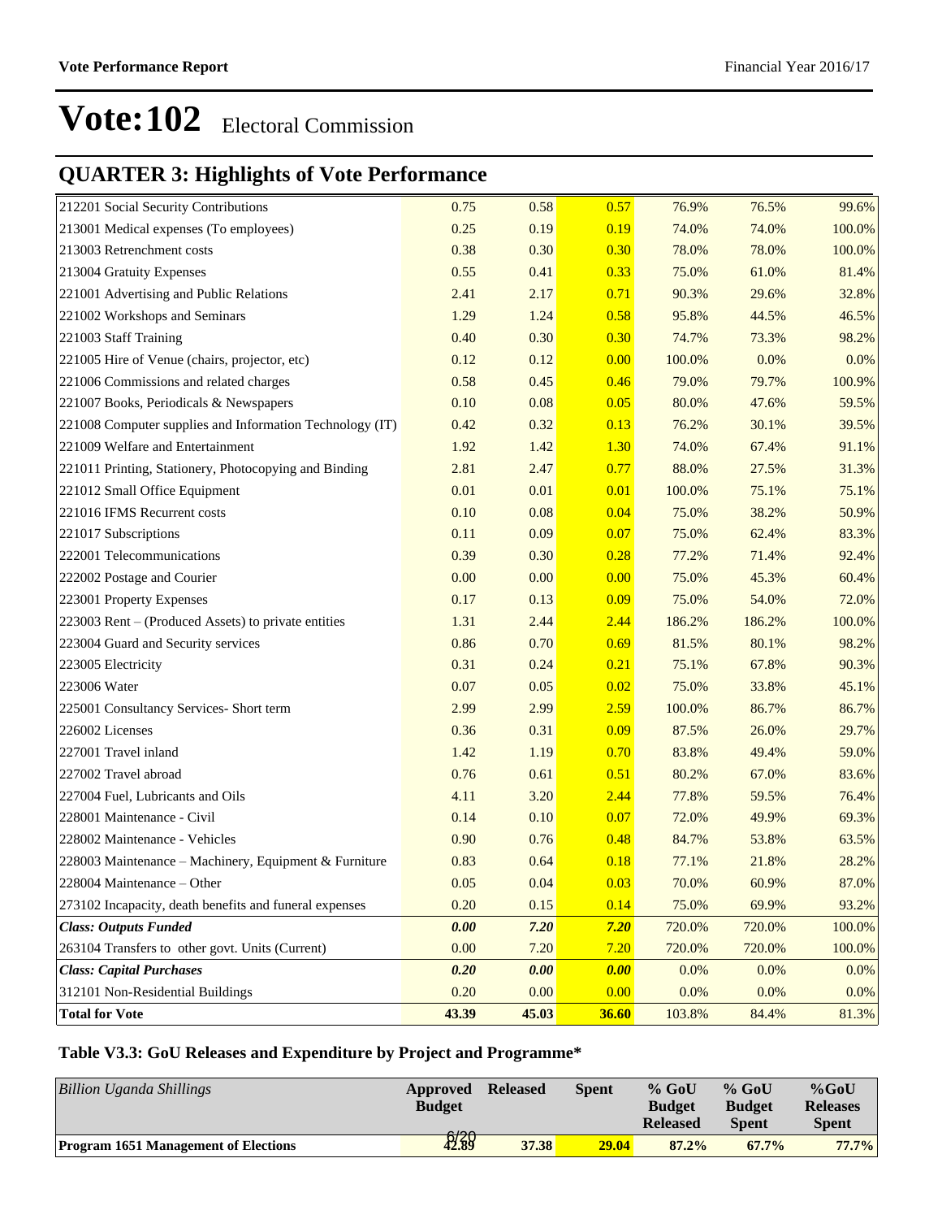# Vote:102 Electoral Commission

## QUARTER 3: Highlights of Vote Performance

| | | | | | | |
|---|---|---|---|---|---|---|
| 212201 Social Security Contributions | 0.75 | 0.58 | 0.57 | 76.9% | 76.5% | 99.6% |
| 213001 Medical expenses (To employees) | 0.25 | 0.19 | 0.19 | 74.0% | 74.0% | 100.0% |
| 213003 Retrenchment costs | 0.38 | 0.30 | 0.30 | 78.0% | 78.0% | 100.0% |
| 213004 Gratuity Expenses | 0.55 | 0.41 | 0.33 | 75.0% | 61.0% | 81.4% |
| 221001 Advertising and Public Relations | 2.41 | 2.17 | 0.71 | 90.3% | 29.6% | 32.8% |
| 221002 Workshops and Seminars | 1.29 | 1.24 | 0.58 | 95.8% | 44.5% | 46.5% |
| 221003 Staff Training | 0.40 | 0.30 | 0.30 | 74.7% | 73.3% | 98.2% |
| 221005 Hire of Venue (chairs, projector, etc) | 0.12 | 0.12 | 0.00 | 100.0% | 0.0% | 0.0% |
| 221006 Commissions and related charges | 0.58 | 0.45 | 0.46 | 79.0% | 79.7% | 100.9% |
| 221007 Books, Periodicals & Newspapers | 0.10 | 0.08 | 0.05 | 80.0% | 47.6% | 59.5% |
| 221008 Computer supplies and Information Technology (IT) | 0.42 | 0.32 | 0.13 | 76.2% | 30.1% | 39.5% |
| 221009 Welfare and Entertainment | 1.92 | 1.42 | 1.30 | 74.0% | 67.4% | 91.1% |
| 221011 Printing, Stationery, Photocopying and Binding | 2.81 | 2.47 | 0.77 | 88.0% | 27.5% | 31.3% |
| 221012 Small Office Equipment | 0.01 | 0.01 | 0.01 | 100.0% | 75.1% | 75.1% |
| 221016 IFMS Recurrent costs | 0.10 | 0.08 | 0.04 | 75.0% | 38.2% | 50.9% |
| 221017 Subscriptions | 0.11 | 0.09 | 0.07 | 75.0% | 62.4% | 83.3% |
| 222001 Telecommunications | 0.39 | 0.30 | 0.28 | 77.2% | 71.4% | 92.4% |
| 222002 Postage and Courier | 0.00 | 0.00 | 0.00 | 75.0% | 45.3% | 60.4% |
| 223001 Property Expenses | 0.17 | 0.13 | 0.09 | 75.0% | 54.0% | 72.0% |
| 223003 Rent – (Produced Assets) to private entities | 1.31 | 2.44 | 2.44 | 186.2% | 186.2% | 100.0% |
| 223004 Guard and Security services | 0.86 | 0.70 | 0.69 | 81.5% | 80.1% | 98.2% |
| 223005 Electricity | 0.31 | 0.24 | 0.21 | 75.1% | 67.8% | 90.3% |
| 223006 Water | 0.07 | 0.05 | 0.02 | 75.0% | 33.8% | 45.1% |
| 225001 Consultancy Services- Short term | 2.99 | 2.99 | 2.59 | 100.0% | 86.7% | 86.7% |
| 226002 Licenses | 0.36 | 0.31 | 0.09 | 87.5% | 26.0% | 29.7% |
| 227001 Travel inland | 1.42 | 1.19 | 0.70 | 83.8% | 49.4% | 59.0% |
| 227002 Travel abroad | 0.76 | 0.61 | 0.51 | 80.2% | 67.0% | 83.6% |
| 227004 Fuel, Lubricants and Oils | 4.11 | 3.20 | 2.44 | 77.8% | 59.5% | 76.4% |
| 228001 Maintenance - Civil | 0.14 | 0.10 | 0.07 | 72.0% | 49.9% | 69.3% |
| 228002 Maintenance - Vehicles | 0.90 | 0.76 | 0.48 | 84.7% | 53.8% | 63.5% |
| 228003 Maintenance – Machinery, Equipment & Furniture | 0.83 | 0.64 | 0.18 | 77.1% | 21.8% | 28.2% |
| 228004 Maintenance – Other | 0.05 | 0.04 | 0.03 | 70.0% | 60.9% | 87.0% |
| 273102 Incapacity, death benefits and funeral expenses | 0.20 | 0.15 | 0.14 | 75.0% | 69.9% | 93.2% |
| ***Class: Outputs Funded*** | ***0.00*** | ***7.20*** | ***7.20*** | 720.0% | 720.0% | 100.0% |
| 263104 Transfers to other govt. Units (Current) | 0.00 | 7.20 | 7.20 | 720.0% | 720.0% | 100.0% |
| ***Class: Capital Purchases*** | ***0.20*** | ***0.00*** | ***0.00*** | 0.0% | 0.0% | 0.0% |
| 312101 Non-Residential Buildings | 0.20 | 0.00 | 0.00 | 0.0% | 0.0% | 0.0% |
| **Total for Vote** | **43.39** | **45.03** | **36.60** | 103.8% | 84.4% | 81.3% |

### Table V3.3: GoU Releases and Expenditure by Project and Programme*

| *Billion Uganda Shillings* | **Approved Budget** | **Released** | **Spent** | **% GoU Budget Released** | **% GoU Budget Spent** | **%GoU Releases Spent** |
|---|---|---|---|---|---|---|
| **Program 1651 Management of Elections** | **42.89** | **37.38** | **29.04** | **87.2%** | **67.7%** | **77.7%** |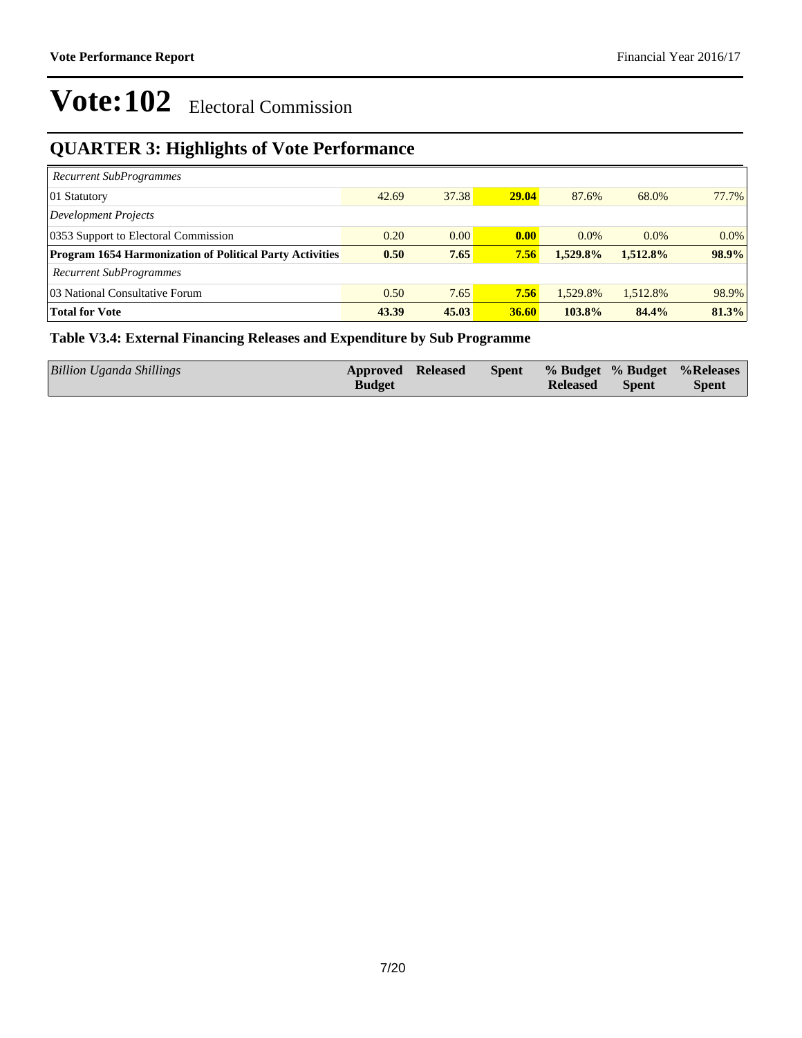# Vote:102 Electoral Commission

## QUARTER 3: Highlights of Vote Performance

| | | | | | | |
|---|---|---|---|---|---|---|
| *Recurrent SubProgrammes* | | | | | | |
| 01 Statutory | 42.69 | 37.38 | **29.04** | 87.6% | 68.0% | 77.7% |
| *Development Projects* | | | | | | |
| 0353 Support to Electoral Commission | 0.20 | 0.00 | **0.00** | 0.0% | 0.0% | 0.0% |
| **Program 1654 Harmonization of Political Party Activities** | **0.50** | **7.65** | **7.56** | **1,529.8%** | **1,512.8%** | **98.9%** |
| *Recurrent SubProgrammes* | | | | | | |
| 03 National Consultative Forum | 0.50 | 7.65 | **7.56** | 1,529.8% | 1,512.8% | 98.9% |
| **Total for Vote** | **43.39** | **45.03** | **36.60** | **103.8%** | **84.4%** | **81.3%** |

### Table V3.4: External Financing Releases and Expenditure by Sub Programme

| *Billion Uganda Shillings* | Approved Budget | Released | Spent | % Budget Released | % Budget Spent | %Releases Spent |
|---|---|---|---|---|---|---|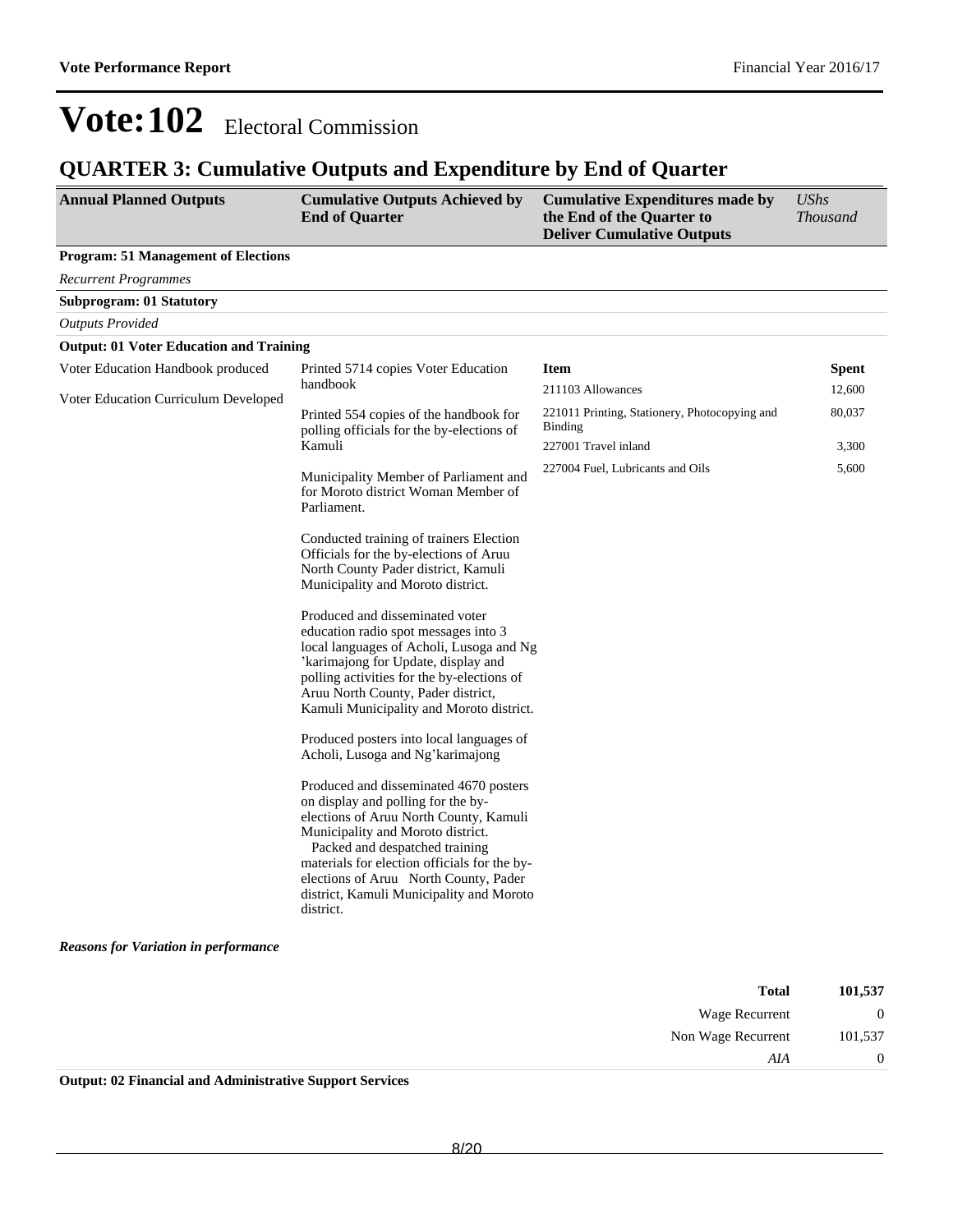# Vote:102 Electoral Commission

## QUARTER 3: Cumulative Outputs and Expenditure by End of Quarter

| Annual Planned Outputs | Cumulative Outputs Achieved by End of Quarter | Cumulative Expenditures made by the End of the Quarter to Deliver Cumulative Outputs | *UShs Thousand* |
|---|---|---|---|

**Program: 51 Management of Elections**

*Recurrent Programmes*

**Subprogram: 01 Statutory**

*Outputs Provided*

**Output: 01 Voter Education and Training**

Voter Education Handbook produced

Voter Education Curriculum Developed

Printed 5714 copies Voter Education handbook

Printed 554 copies of the handbook for polling officials for the by-elections of Kamuli

Municipality Member of Parliament and for Moroto district Woman Member of Parliament.

Conducted training of trainers Election Officials for the by-elections of Aruu North County Pader district, Kamuli Municipality and Moroto district.

Produced and disseminated voter education radio spot messages into 3 local languages of Acholi, Lusoga and Ng 'karimajong for Update, display and polling activities for the by-elections of Aruu North County, Pader district, Kamuli Municipality and Moroto district.

Produced posters into local languages of Acholi, Lusoga and Ng'karimajong

Produced and disseminated 4670 posters on display and polling for the by-elections of Aruu North County, Kamuli Municipality and Moroto district.
Packed and despatched training materials for election officials for the by-elections of Aruu North County, Pader district, Kamuli Municipality and Moroto district.

| Item | Spent |
|---|---|
| 211103 Allowances | 12,600 |
| 221011 Printing, Stationery, Photocopying and Binding | 80,037 |
| 227001 Travel inland | 3,300 |
| 227004 Fuel, Lubricants and Oils | 5,600 |

***Reasons for Variation in performance***

| | |
|---|---|
| **Total** | **101,537** |
| Wage Recurrent | 0 |
| Non Wage Recurrent | 101,537 |
| *AIA* | 0 |

**Output: 02 Financial and Administrative Support Services**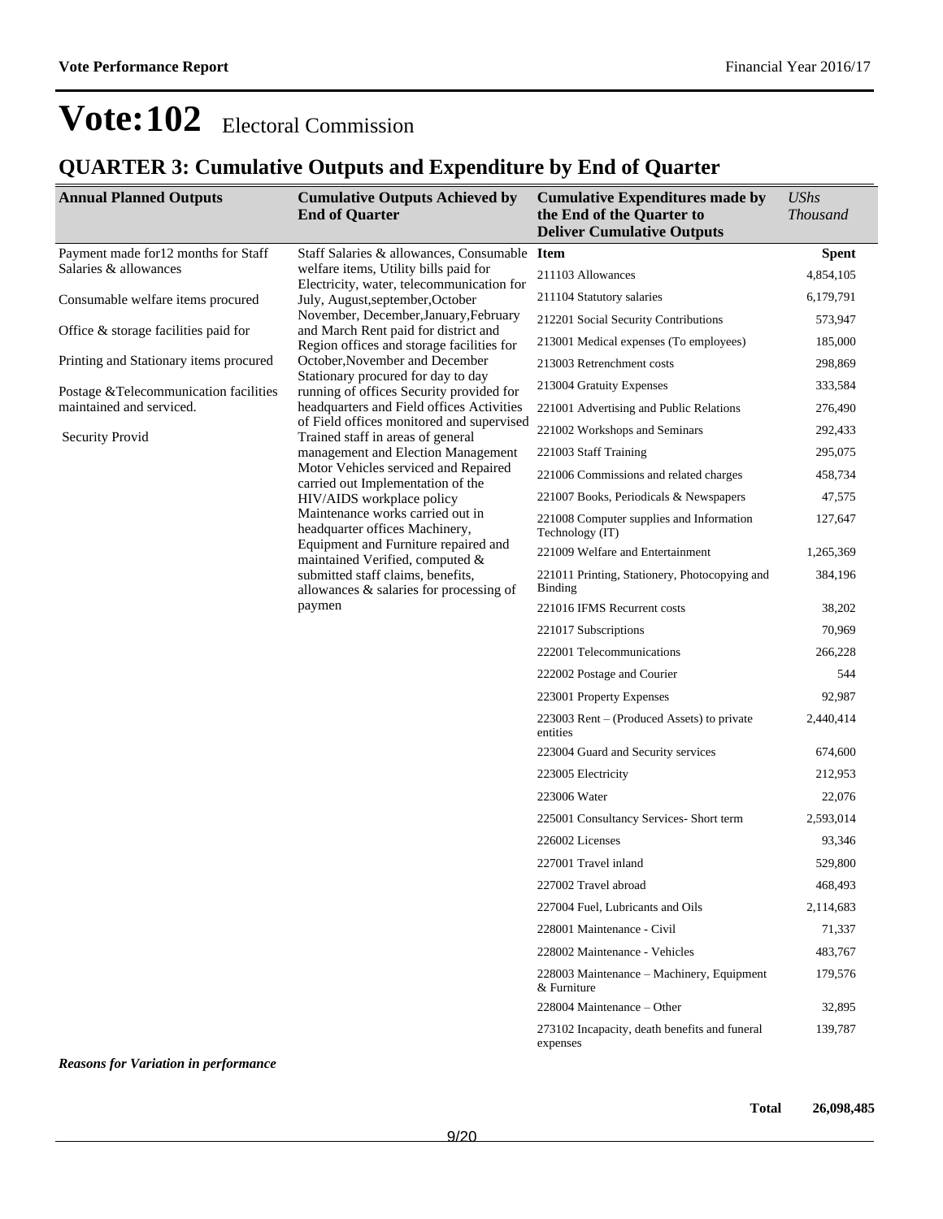# Vote:102 Electoral Commission

## QUARTER 3: Cumulative Outputs and Expenditure by End of Quarter

| Annual Planned Outputs | Cumulative Outputs Achieved by End of Quarter | Cumulative Expenditures made by the End of the Quarter to Deliver Cumulative Outputs | *UShs Thousand* |
|---|---|---|---|
| Payment made for12 months for Staff Salaries & allowances<br><br>Consumable welfare items procured<br><br>Office & storage facilities paid for<br><br>Printing and Stationary items procured<br><br>Postage &Telecommunication facilities maintained and serviced.<br><br>Security Provid | Staff Salaries & allowances, Consumable welfare items, Utility bills paid for Electricity, water, telecommunication for July, August,september,October November, December,January,February and March Rent paid for district and Region offices and storage facilities for October,November and December Stationary procured for day to day running of offices Security provided for headquarters and Field offices Activities of Field offices monitored and supervised Trained staff in areas of general management and Election Management Motor Vehicles serviced and Repaired carried out Implementation of the HIV/AIDS workplace policy Maintenance works carried out in headquarter offices Machinery, Equipment and Furniture repaired and maintained Verified, computed & submitted staff claims, benefits, allowances & salaries for processing of paymen | **Item** | **Spent** |
| | | 211103 Allowances | 4,854,105 |
| | | 211104 Statutory salaries | 6,179,791 |
| | | 212201 Social Security Contributions | 573,947 |
| | | 213001 Medical expenses (To employees) | 185,000 |
| | | 213003 Retrenchment costs | 298,869 |
| | | 213004 Gratuity Expenses | 333,584 |
| | | 221001 Advertising and Public Relations | 276,490 |
| | | 221002 Workshops and Seminars | 292,433 |
| | | 221003 Staff Training | 295,075 |
| | | 221006 Commissions and related charges | 458,734 |
| | | 221007 Books, Periodicals & Newspapers | 47,575 |
| | | 221008 Computer supplies and Information Technology (IT) | 127,647 |
| | | 221009 Welfare and Entertainment | 1,265,369 |
| | | 221011 Printing, Stationery, Photocopying and Binding | 384,196 |
| | | 221016 IFMS Recurrent costs | 38,202 |
| | | 221017 Subscriptions | 70,969 |
| | | 222001 Telecommunications | 266,228 |
| | | 222002 Postage and Courier | 544 |
| | | 223001 Property Expenses | 92,987 |
| | | 223003 Rent – (Produced Assets) to private entities | 2,440,414 |
| | | 223004 Guard and Security services | 674,600 |
| | | 223005 Electricity | 212,953 |
| | | 223006 Water | 22,076 |
| | | 225001 Consultancy Services- Short term | 2,593,014 |
| | | 226002 Licenses | 93,346 |
| | | 227001 Travel inland | 529,800 |
| | | 227002 Travel abroad | 468,493 |
| | | 227004 Fuel, Lubricants and Oils | 2,114,683 |
| | | 228001 Maintenance - Civil | 71,337 |
| | | 228002 Maintenance - Vehicles | 483,767 |
| | | 228003 Maintenance – Machinery, Equipment & Furniture | 179,576 |
| | | 228004 Maintenance – Other | 32,895 |
| | | 273102 Incapacity, death benefits and funeral expenses | 139,787 |

***Reasons for Variation in performance***

| | | **Total** | **26,098,485** |
|---|---|---|---|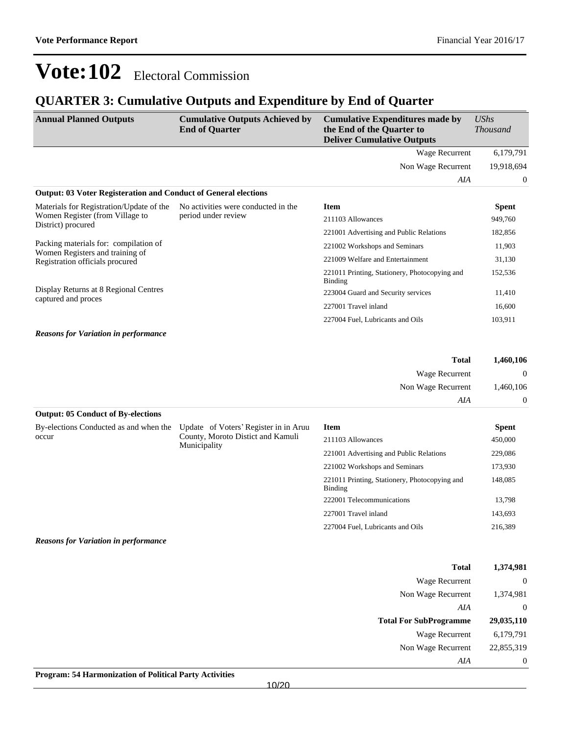# Vote:102 Electoral Commission

## QUARTER 3: Cumulative Outputs and Expenditure by End of Quarter

| Annual Planned Outputs | Cumulative Outputs Achieved by End of Quarter | Cumulative Expenditures made by the End of the Quarter to Deliver Cumulative Outputs | *UShs Thousand* |
|---|---|---|---|
| | | Wage Recurrent | 6,179,791 |
| | | Non Wage Recurrent | 19,918,694 |
| | | *AIA* | 0 |
| **Output: 03 Voter Registeration and Conduct of General elections** | | | |
| Materials for Registration/Update of the Women Register (from Village to District) procured | No activities were conducted in the period under review | **Item** | **Spent** |
| Packing materials for: compilation of Women Registers and training of Registration officials procured | | 211103 Allowances | 949,760 |
| Display Returns at 8 Regional Centres captured and proces | | 221001 Advertising and Public Relations | 182,856 |
| | | 221002 Workshops and Seminars | 11,903 |
| | | 221009 Welfare and Entertainment | 31,130 |
| | | 221011 Printing, Stationery, Photocopying and Binding | 152,536 |
| | | 223004 Guard and Security services | 11,410 |
| | | 227001 Travel inland | 16,600 |
| | | 227004 Fuel, Lubricants and Oils | 103,911 |
| ***Reasons for Variation in performance*** | | | |
| | | **Total** | **1,460,106** |
| | | Wage Recurrent | 0 |
| | | Non Wage Recurrent | 1,460,106 |
| | | *AIA* | 0 |
| **Output: 05 Conduct of By-elections** | | | |
| By-elections Conducted as and when the occur | Update of Voters' Register in in Aruu County, Moroto Distict and Kamuli Municipality | **Item** | **Spent** |
| | | 211103 Allowances | 450,000 |
| | | 221001 Advertising and Public Relations | 229,086 |
| | | 221002 Workshops and Seminars | 173,930 |
| | | 221011 Printing, Stationery, Photocopying and Binding | 148,085 |
| | | 222001 Telecommunications | 13,798 |
| | | 227001 Travel inland | 143,693 |
| | | 227004 Fuel, Lubricants and Oils | 216,389 |
| ***Reasons for Variation in performance*** | | | |
| | | **Total** | **1,374,981** |
| | | Wage Recurrent | 0 |
| | | Non Wage Recurrent | 1,374,981 |
| | | *AIA* | 0 |
| | | **Total For SubProgramme** | **29,035,110** |
| | | Wage Recurrent | 6,179,791 |
| | | Non Wage Recurrent | 22,855,319 |
| | | *AIA* | 0 |

**Program: 54 Harmonization of Political Party Activities**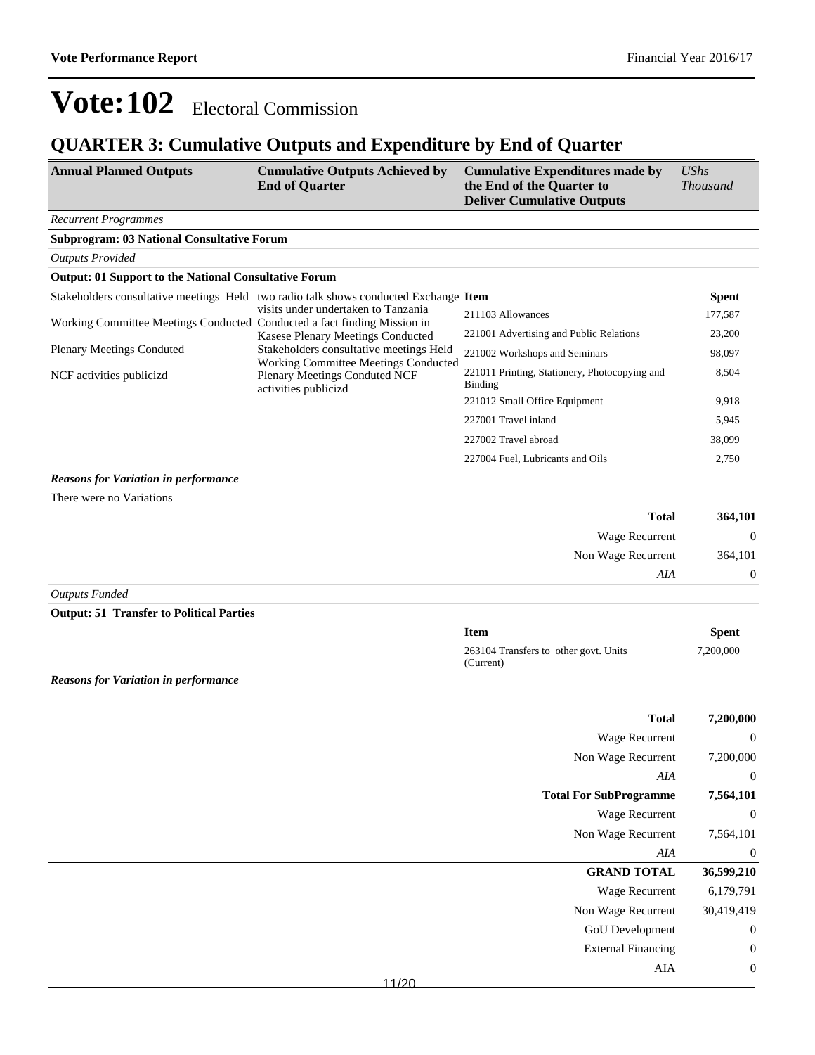# Vote:102 Electoral Commission

## QUARTER 3: Cumulative Outputs and Expenditure by End of Quarter

| Annual Planned Outputs | Cumulative Outputs Achieved by End of Quarter | Cumulative Expenditures made by the End of the Quarter to Deliver Cumulative Outputs | *UShs Thousand* |
|---|---|---|---|
| *Recurrent Programmes* | | | |
| **Subprogram: 03 National Consultative Forum** | | | |
| *Outputs Provided* | | | |
| **Output: 01 Support to the National Consultative Forum** | | | |
| Stakeholders consultative meetings Held<br><br>Working Committee Meetings Conducted<br><br>Plenary Meetings Conduted<br><br>NCF activities publicizd | two radio talk shows conducted Exchange visits under undertaken to Tanzania Conducted a fact finding Mission in Kasese Plenary Meetings Conducted Stakeholders consultative meetings Held Working Committee Meetings Conducted Plenary Meetings Conduted NCF activities publicizd | **Item** | **Spent** |
| | | 211103 Allowances | 177,587 |
| | | 221001 Advertising and Public Relations | 23,200 |
| | | 221002 Workshops and Seminars | 98,097 |
| | | 221011 Printing, Stationery, Photocopying and Binding | 8,504 |
| | | 221012 Small Office Equipment | 9,918 |
| | | 227001 Travel inland | 5,945 |
| | | 227002 Travel abroad | 38,099 |
| | | 227004 Fuel, Lubricants and Oils | 2,750 |

***Reasons for Variation in performance***

There were no Variations

| | |
|---|---|
| **Total** | **364,101** |
| Wage Recurrent | 0 |
| Non Wage Recurrent | 364,101 |
| *AIA* | 0 |

*Outputs Funded*

**Output: 51 Transfer to Political Parties**

| Item | Spent |
|---|---|
| 263104 Transfers to other govt. Units (Current) | 7,200,000 |

***Reasons for Variation in performance***

| | |
|---|---|
| **Total** | **7,200,000** |
| Wage Recurrent | 0 |
| Non Wage Recurrent | 7,200,000 |
| *AIA* | 0 |
| **Total For SubProgramme** | **7,564,101** |
| Wage Recurrent | 0 |
| Non Wage Recurrent | 7,564,101 |
| *AIA* | 0 |
| **GRAND TOTAL** | **36,599,210** |
| Wage Recurrent | 6,179,791 |
| Non Wage Recurrent | 30,419,419 |
| GoU Development | 0 |
| External Financing | 0 |
| AIA | 0 |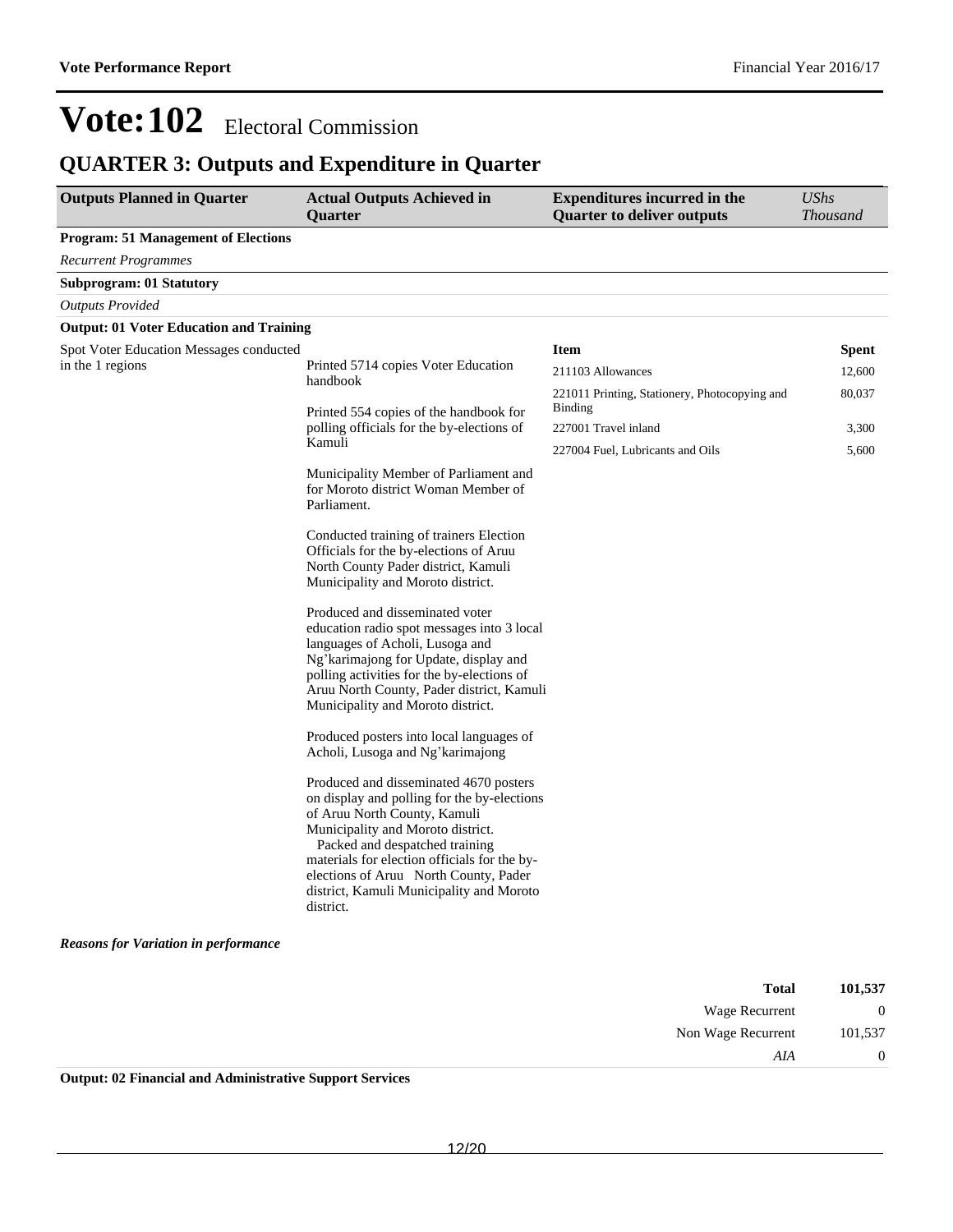# Vote:102 Electoral Commission

## QUARTER 3: Outputs and Expenditure in Quarter

| Outputs Planned in Quarter | Actual Outputs Achieved in Quarter | Expenditures incurred in the Quarter to deliver outputs | *UShs Thousand* |
|---|---|---|---|
| **Program: 51 Management of Elections** | | | |
| *Recurrent Programmes* | | | |
| **Subprogram: 01 Statutory** | | | |
| *Outputs Provided* | | | |
| **Output: 01 Voter Education and Training** | | | |
| Spot Voter Education Messages conducted in the 1 regions | Printed 5714 copies Voter Education handbook<br><br>Printed 554 copies of the handbook for polling officials for the by-elections of Kamuli<br><br>Municipality Member of Parliament and for Moroto district Woman Member of Parliament.<br><br>Conducted training of trainers Election Officials for the by-elections of Aruu North County Pader district, Kamuli Municipality and Moroto district.<br><br>Produced and disseminated voter education radio spot messages into 3 local languages of Acholi, Lusoga and Ng'karimajong for Update, display and polling activities for the by-elections of Aruu North County, Pader district, Kamuli Municipality and Moroto district.<br><br>Produced posters into local languages of Acholi, Lusoga and Ng'karimajong<br><br>Produced and disseminated 4670 posters on display and polling for the by-elections of Aruu North County, Kamuli Municipality and Moroto district.<br>Packed and despatched training materials for election officials for the by-elections of Aruu North County, Pader district, Kamuli Municipality and Moroto district. | **Item** | **Spent** |
| | | 211103 Allowances | 12,600 |
| | | 221011 Printing, Stationery, Photocopying and Binding | 80,037 |
| | | 227001 Travel inland | 3,300 |
| | | 227004 Fuel, Lubricants and Oils | 5,600 |

***Reasons for Variation in performance***

| | |
|---|---|
| **Total** | **101,537** |
| Wage Recurrent | 0 |
| Non Wage Recurrent | 101,537 |
| *AIA* | 0 |

**Output: 02 Financial and Administrative Support Services**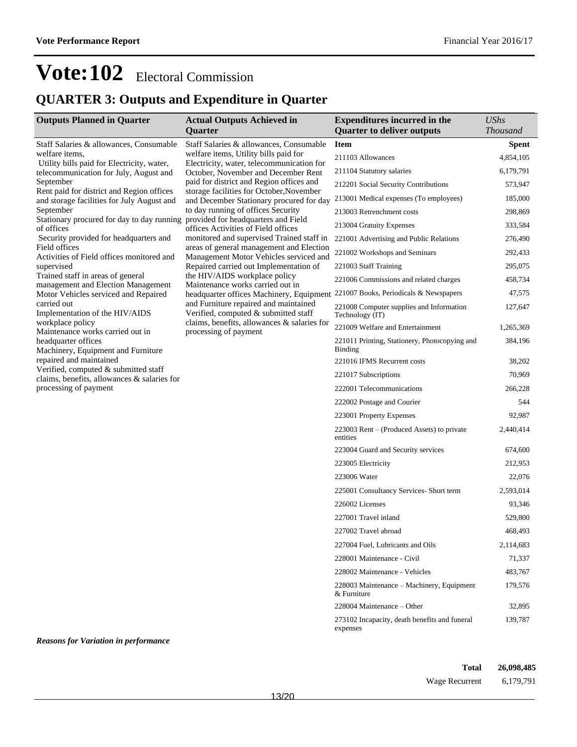# Vote:102 Electoral Commission

## QUARTER 3: Outputs and Expenditure in Quarter

| Outputs Planned in Quarter | Actual Outputs Achieved in Quarter | Expenditures incurred in the Quarter to deliver outputs | *UShs Thousand* |
|---|---|---|---|
| Staff Salaries & allowances, Consumable welfare items,<br>Utility bills paid for Electricity, water, telecommunication for July, August and September<br>Rent paid for district and Region offices and storage facilities for July August and September<br>Stationary procured for day to day running of offices<br>Security provided for headquarters and Field offices<br>Activities of Field offices monitored and supervised<br>Trained staff in areas of general management and Election Management<br>Motor Vehicles serviced and Repaired carried out<br>Implementation of the HIV/AIDS workplace policy<br>Maintenance works carried out in headquarter offices<br>Machinery, Equipment and Furniture repaired and maintained<br>Verified, computed & submitted staff claims, benefits, allowances & salaries for processing of payment | Staff Salaries & allowances, Consumable welfare items, Utility bills paid for Electricity, water, telecommunication for October, November and December Rent paid for district and Region offices and storage facilities for October,November and December Stationary procured for day to day running of offices Security provided for headquarters and Field offices Activities of Field offices monitored and supervised Trained staff in areas of general management and Election Management Motor Vehicles serviced and Repaired carried out Implementation of the HIV/AIDS workplace policy Maintenance works carried out in headquarter offices Machinery, Equipment and Furniture repaired and maintained Verified, computed & submitted staff claims, benefits, allowances & salaries for processing of payment | **Item** | **Spent** |
| | | 211103 Allowances | 4,854,105 |
| | | 211104 Statutory salaries | 6,179,791 |
| | | 212201 Social Security Contributions | 573,947 |
| | | 213001 Medical expenses (To employees) | 185,000 |
| | | 213003 Retrenchment costs | 298,869 |
| | | 213004 Gratuity Expenses | 333,584 |
| | | 221001 Advertising and Public Relations | 276,490 |
| | | 221002 Workshops and Seminars | 292,433 |
| | | 221003 Staff Training | 295,075 |
| | | 221006 Commissions and related charges | 458,734 |
| | | 221007 Books, Periodicals & Newspapers | 47,575 |
| | | 221008 Computer supplies and Information Technology (IT) | 127,647 |
| | | 221009 Welfare and Entertainment | 1,265,369 |
| | | 221011 Printing, Stationery, Photocopying and Binding | 384,196 |
| | | 221016 IFMS Recurrent costs | 38,202 |
| | | 221017 Subscriptions | 70,969 |
| | | 222001 Telecommunications | 266,228 |
| | | 222002 Postage and Courier | 544 |
| | | 223001 Property Expenses | 92,987 |
| | | 223003 Rent – (Produced Assets) to private entities | 2,440,414 |
| | | 223004 Guard and Security services | 674,600 |
| | | 223005 Electricity | 212,953 |
| | | 223006 Water | 22,076 |
| | | 225001 Consultancy Services- Short term | 2,593,014 |
| | | 226002 Licenses | 93,346 |
| | | 227001 Travel inland | 529,800 |
| | | 227002 Travel abroad | 468,493 |
| | | 227004 Fuel, Lubricants and Oils | 2,114,683 |
| | | 228001 Maintenance - Civil | 71,337 |
| | | 228002 Maintenance - Vehicles | 483,767 |
| | | 228003 Maintenance – Machinery, Equipment & Furniture | 179,576 |
| | | 228004 Maintenance – Other | 32,895 |
| | | 273102 Incapacity, death benefits and funeral expenses | 139,787 |

***Reasons for Variation in performance***

| | |
|---|---|
| **Total** | **26,098,485** |
| Wage Recurrent | 6,179,791 |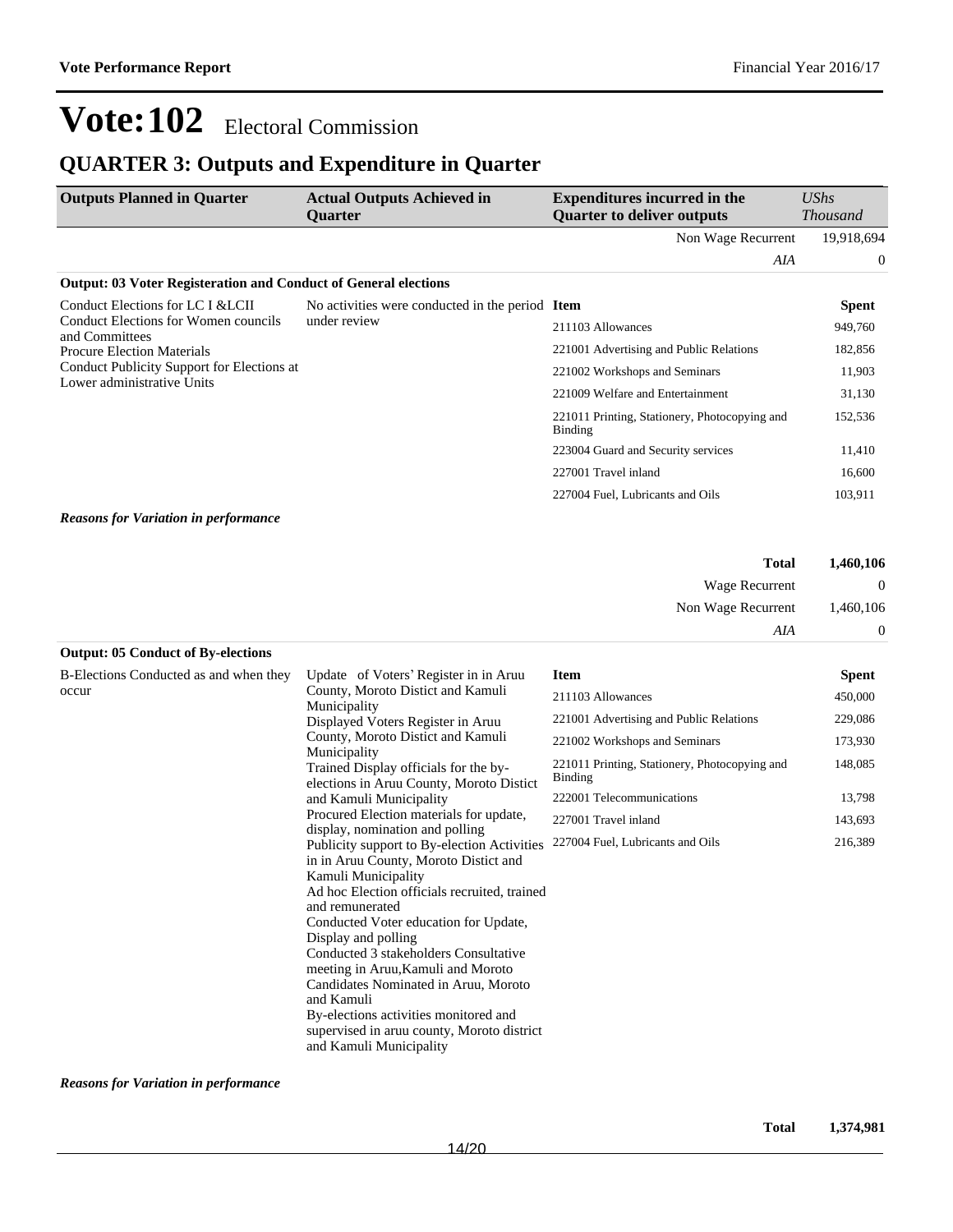# Vote:102 Electoral Commission

## QUARTER 3: Outputs and Expenditure in Quarter

| Outputs Planned in Quarter | Actual Outputs Achieved in Quarter | Expenditures incurred in the Quarter to deliver outputs | UShs Thousand |
|---|---|---|---|
| | | Non Wage Recurrent | 19,918,694 |
| | | *AIA* | 0 |

**Output: 03 Voter Registeration and Conduct of General elections**

| Outputs Planned in Quarter | Actual Outputs Achieved in Quarter | Item | Spent |
|---|---|---|---|
| Conduct Elections for LC I &LCII<br>Conduct Elections for Women councils and Committees<br>Procure Election Materials<br>Conduct Publicity Support for Elections at Lower administrative Units | No activities were conducted in the period under review | 211103 Allowances | 949,760 |
| | | 221001 Advertising and Public Relations | 182,856 |
| | | 221002 Workshops and Seminars | 11,903 |
| | | 221009 Welfare and Entertainment | 31,130 |
| | | 221011 Printing, Stationery, Photocopying and Binding | 152,536 |
| | | 223004 Guard and Security services | 11,410 |
| | | 227001 Travel inland | 16,600 |
| | | 227004 Fuel, Lubricants and Oils | 103,911 |

***Reasons for Variation in performance***

| | |
|---|---|
| **Total** | **1,460,106** |
| Wage Recurrent | 0 |
| Non Wage Recurrent | 1,460,106 |
| *AIA* | 0 |

**Output: 05 Conduct of By-elections**

| Outputs Planned in Quarter | Actual Outputs Achieved in Quarter | Item | Spent |
|---|---|---|---|
| B-Elections Conducted as and when they occur | Update of Voters' Register in in Aruu County, Moroto Distict and Kamuli Municipality<br>Displayed Voters Register in Aruu County, Moroto Distict and Kamuli Municipality<br>Trained Display officials for the by-elections in Aruu County, Moroto Distict and Kamuli Municipality<br>Procured Election materials for update, display, nomination and polling<br>Publicity support to By-election Activities in in Aruu County, Moroto Distict and Kamuli Municipality<br>Ad hoc Election officials recruited, trained and remunerated<br>Conducted Voter education for Update, Display and polling<br>Conducted 3 stakeholders Consultative meeting in Aruu,Kamuli and Moroto<br>Candidates Nominated in Aruu, Moroto and Kamuli<br>By-elections activities monitored and supervised in aruu county, Moroto district and Kamuli Municipality | 211103 Allowances | 450,000 |
| | | 221001 Advertising and Public Relations | 229,086 |
| | | 221002 Workshops and Seminars | 173,930 |
| | | 221011 Printing, Stationery, Photocopying and Binding | 148,085 |
| | | 222001 Telecommunications | 13,798 |
| | | 227001 Travel inland | 143,693 |
| | | 227004 Fuel, Lubricants and Oils | 216,389 |

***Reasons for Variation in performance***

| | |
|---|---|
| **Total** | **1,374,981** |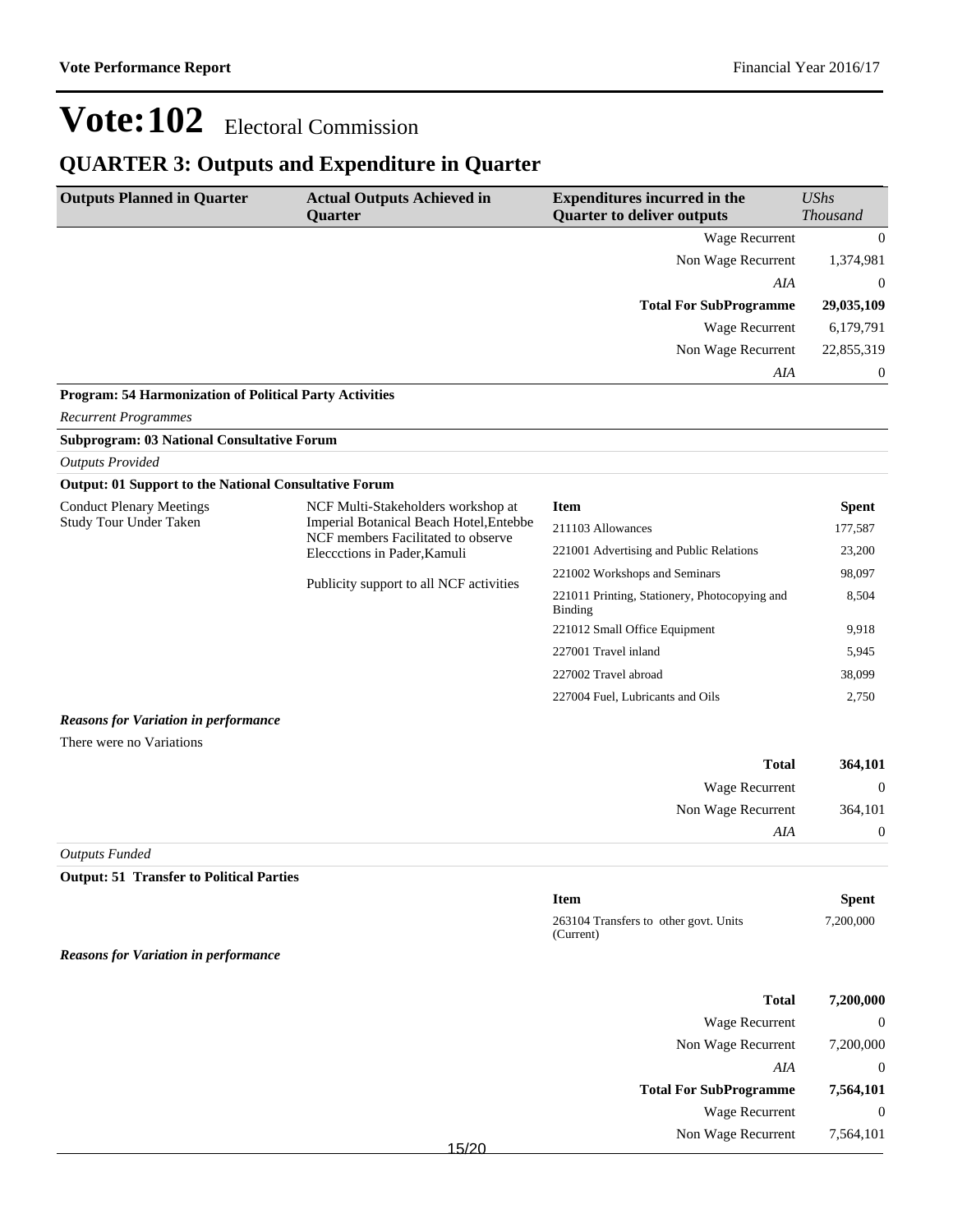# Vote:102 Electoral Commission

## QUARTER 3: Outputs and Expenditure in Quarter

| Outputs Planned in Quarter | Actual Outputs Achieved in Quarter | Expenditures incurred in the Quarter to deliver outputs | *UShs Thousand* |
|---|---|---|---|
| | | Wage Recurrent | 0 |
| | | Non Wage Recurrent | 1,374,981 |
| | | *AIA* | 0 |
| | | **Total For SubProgramme** | **29,035,109** |
| | | Wage Recurrent | 6,179,791 |
| | | Non Wage Recurrent | 22,855,319 |
| | | *AIA* | 0 |

**Program: 54 Harmonization of Political Party Activities**

*Recurrent Programmes*

**Subprogram: 03 National Consultative Forum**

*Outputs Provided*

**Output: 01 Support to the National Consultative Forum**

| Outputs Planned in Quarter | Actual Outputs Achieved in Quarter | Item | Spent |
|---|---|---|---|
| Conduct Plenary Meetings<br>Study Tour Under Taken | NCF Multi-Stakeholders workshop at Imperial Botanical Beach Hotel,Entebbe<br>NCF members Facilitated to observe Eleccctions in Pader,Kamuli<br><br>Publicity support to all NCF activities | 211103 Allowances | 177,587 |
| | | 221001 Advertising and Public Relations | 23,200 |
| | | 221002 Workshops and Seminars | 98,097 |
| | | 221011 Printing, Stationery, Photocopying and Binding | 8,504 |
| | | 221012 Small Office Equipment | 9,918 |
| | | 227001 Travel inland | 5,945 |
| | | 227002 Travel abroad | 38,099 |
| | | 227004 Fuel, Lubricants and Oils | 2,750 |

***Reasons for Variation in performance***

There were no Variations

| | |
|---|---|
| **Total** | **364,101** |
| Wage Recurrent | 0 |
| Non Wage Recurrent | 364,101 |
| *AIA* | 0 |

*Outputs Funded*

**Output: 51 Transfer to Political Parties**

| Item | Spent |
|---|---|
| 263104 Transfers to other govt. Units (Current) | 7,200,000 |

***Reasons for Variation in performance***

| | |
|---|---|
| **Total** | **7,200,000** |
| Wage Recurrent | 0 |
| Non Wage Recurrent | 7,200,000 |
| *AIA* | 0 |
| **Total For SubProgramme** | **7,564,101** |
| Wage Recurrent | 0 |
| Non Wage Recurrent | 7,564,101 |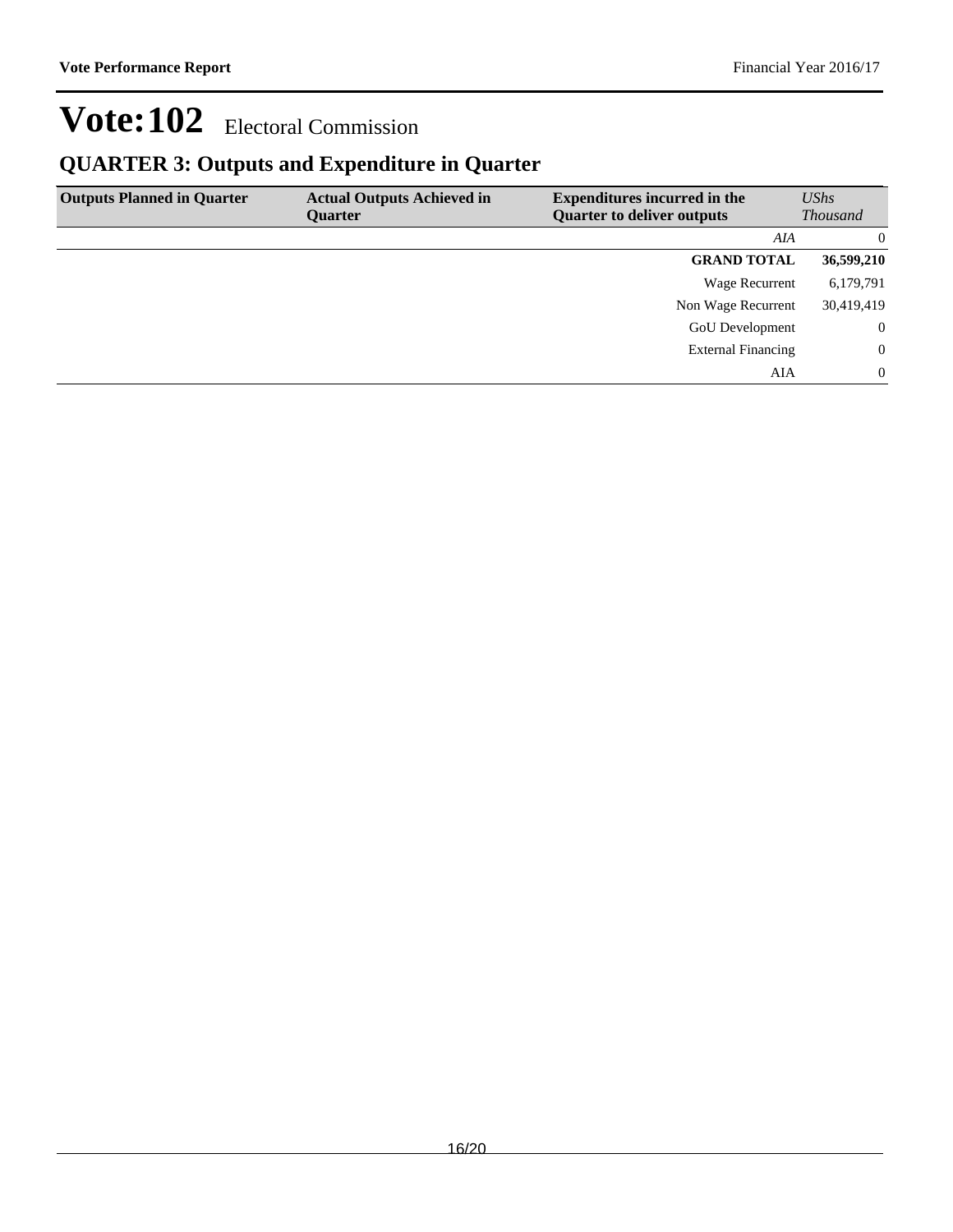# Vote:102 Electoral Commission

## QUARTER 3: Outputs and Expenditure in Quarter

| Outputs Planned in Quarter | Actual Outputs Achieved in Quarter | Expenditures incurred in the Quarter to deliver outputs | *UShs Thousand* |
|---|---|---|---|
| | | *AIA* | 0 |
| | | **GRAND TOTAL** | **36,599,210** |
| | | Wage Recurrent | 6,179,791 |
| | | Non Wage Recurrent | 30,419,419 |
| | | GoU Development | 0 |
| | | External Financing | 0 |
| | | AIA | 0 |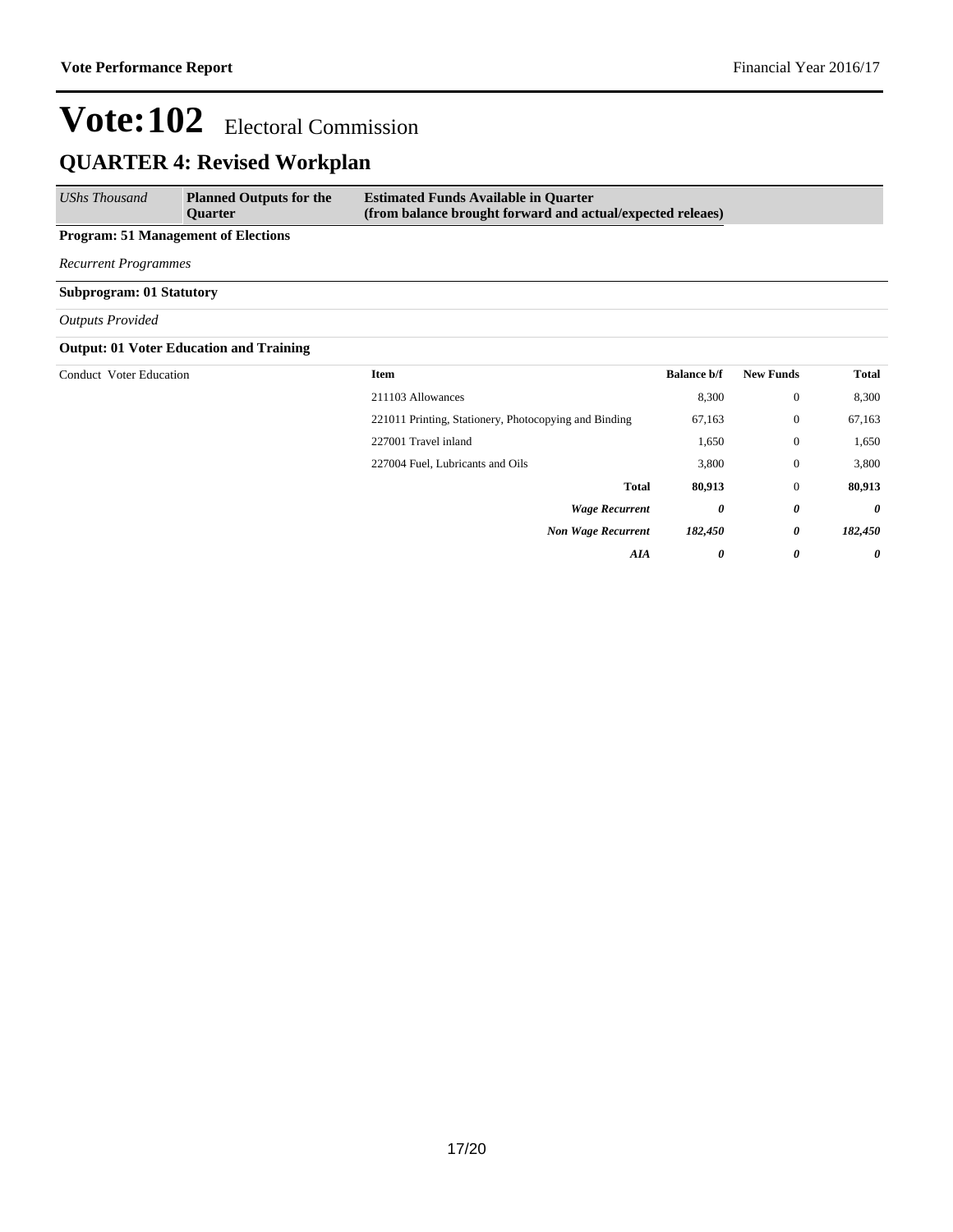# Vote:102 Electoral Commission

## QUARTER 4: Revised Workplan

| *UShs Thousand* | **Planned Outputs for the Quarter** | **Estimated Funds Available in Quarter (from balance brought forward and actual/expected releaes)** | | | |
|---|---|---|---|---|---|
| **Program: 51 Management of Elections** | | | | | |
| *Recurrent Programmes* | | | | | |
| **Subprogram: 01 Statutory** | | | | | |
| *Outputs Provided* | | | | | |
| **Output: 01 Voter Education and Training** | | | | | |
| Conduct Voter Education | | **Item** | **Balance b/f** | **New Funds** | **Total** |
| | | 211103 Allowances | 8,300 | 0 | 8,300 |
| | | 221011 Printing, Stationery, Photocopying and Binding | 67,163 | 0 | 67,163 |
| | | 227001 Travel inland | 1,650 | 0 | 1,650 |
| | | 227004 Fuel, Lubricants and Oils | 3,800 | 0 | 3,800 |
| | | **Total** | **80,913** | 0 | **80,913** |
| | | ***Wage Recurrent*** | ***0*** | ***0*** | ***0*** |
| | | ***Non Wage Recurrent*** | ***182,450*** | ***0*** | ***182,450*** |
| | | ***AIA*** | ***0*** | ***0*** | ***0*** |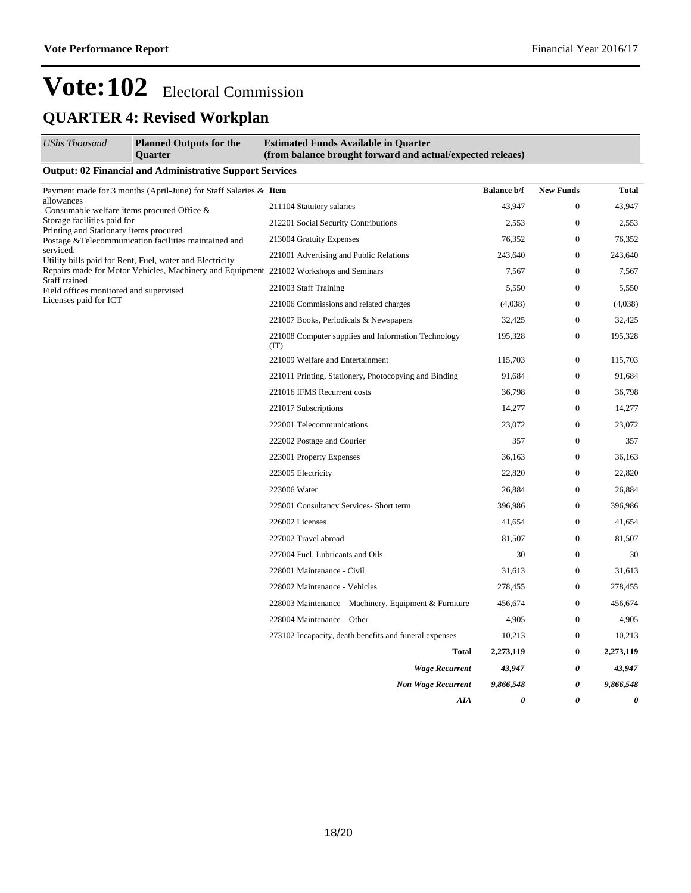# Vote:102 Electoral Commission

## QUARTER 4: Revised Workplan

| *UShs Thousand* | **Planned Outputs for the Quarter** | **Estimated Funds Available in Quarter (from balance brought forward and actual/expected releaes)** |
|---|---|---|

**Output: 02 Financial and Administrative Support Services**

Payment made for 3 months (April-June) for Staff Salaries & allowances
Consumable welfare items procured Office &
Storage facilities paid for
Printing and Stationary items procured
Postage &Telecommunication facilities maintained and serviced.
Utility bills paid for Rent, Fuel, water and Electricity
Repairs made for Motor Vehicles, Machinery and Equipment
Staff trained
Field offices monitored and supervised
Licenses paid for ICT

| Item | Balance b/f | New Funds | Total |
|---|---|---|---|
| 211104 Statutory salaries | 43,947 | 0 | 43,947 |
| 212201 Social Security Contributions | 2,553 | 0 | 2,553 |
| 213004 Gratuity Expenses | 76,352 | 0 | 76,352 |
| 221001 Advertising and Public Relations | 243,640 | 0 | 243,640 |
| 221002 Workshops and Seminars | 7,567 | 0 | 7,567 |
| 221003 Staff Training | 5,550 | 0 | 5,550 |
| 221006 Commissions and related charges | (4,038) | 0 | (4,038) |
| 221007 Books, Periodicals & Newspapers | 32,425 | 0 | 32,425 |
| 221008 Computer supplies and Information Technology (IT) | 195,328 | 0 | 195,328 |
| 221009 Welfare and Entertainment | 115,703 | 0 | 115,703 |
| 221011 Printing, Stationery, Photocopying and Binding | 91,684 | 0 | 91,684 |
| 221016 IFMS Recurrent costs | 36,798 | 0 | 36,798 |
| 221017 Subscriptions | 14,277 | 0 | 14,277 |
| 222001 Telecommunications | 23,072 | 0 | 23,072 |
| 222002 Postage and Courier | 357 | 0 | 357 |
| 223001 Property Expenses | 36,163 | 0 | 36,163 |
| 223005 Electricity | 22,820 | 0 | 22,820 |
| 223006 Water | 26,884 | 0 | 26,884 |
| 225001 Consultancy Services- Short term | 396,986 | 0 | 396,986 |
| 226002 Licenses | 41,654 | 0 | 41,654 |
| 227002 Travel abroad | 81,507 | 0 | 81,507 |
| 227004 Fuel, Lubricants and Oils | 30 | 0 | 30 |
| 228001 Maintenance - Civil | 31,613 | 0 | 31,613 |
| 228002 Maintenance - Vehicles | 278,455 | 0 | 278,455 |
| 228003 Maintenance – Machinery, Equipment & Furniture | 456,674 | 0 | 456,674 |
| 228004 Maintenance – Other | 4,905 | 0 | 4,905 |
| 273102 Incapacity, death benefits and funeral expenses | 10,213 | 0 | 10,213 |
| **Total** | **2,273,119** | 0 | **2,273,119** |
| ***Wage Recurrent*** | ***43,947*** | ***0*** | ***43,947*** |
| ***Non Wage Recurrent*** | ***9,866,548*** | ***0*** | ***9,866,548*** |
| ***AIA*** | ***0*** | ***0*** | ***0*** |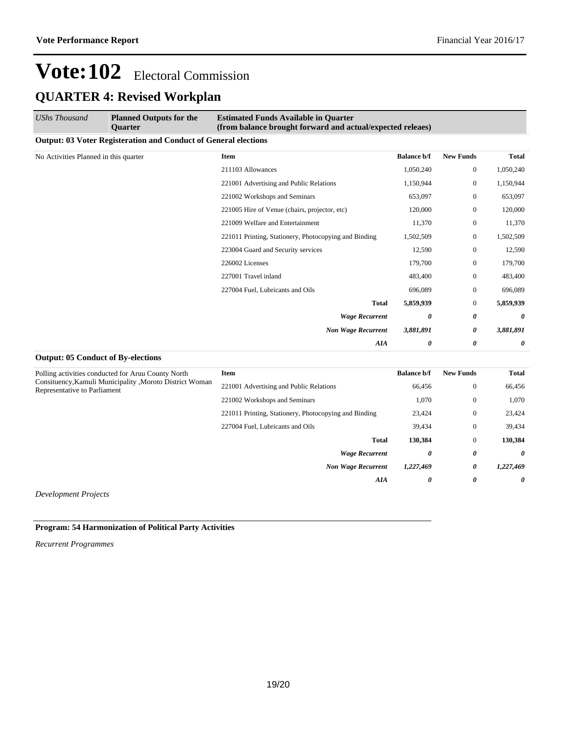# Vote:102 Electoral Commission

## QUARTER 4: Revised Workplan

| *UShs Thousand* | **Planned Outputs for the Quarter** | **Estimated Funds Available in Quarter (from balance brought forward and actual/expected releaes)** | | | |
|---|---|---|---|---|---|

**Output: 03 Voter Registeration and Conduct of General elections**

| | **Item** | **Balance b/f** | **New Funds** | **Total** |
|---|---|---|---|---|
| No Activities Planned in this quarter | 211103 Allowances | 1,050,240 | 0 | 1,050,240 |
| | 221001 Advertising and Public Relations | 1,150,944 | 0 | 1,150,944 |
| | 221002 Workshops and Seminars | 653,097 | 0 | 653,097 |
| | 221005 Hire of Venue (chairs, projector, etc) | 120,000 | 0 | 120,000 |
| | 221009 Welfare and Entertainment | 11,370 | 0 | 11,370 |
| | 221011 Printing, Stationery, Photocopying and Binding | 1,502,509 | 0 | 1,502,509 |
| | 223004 Guard and Security services | 12,590 | 0 | 12,590 |
| | 226002 Licenses | 179,700 | 0 | 179,700 |
| | 227001 Travel inland | 483,400 | 0 | 483,400 |
| | 227004 Fuel, Lubricants and Oils | 696,089 | 0 | 696,089 |
| | **Total** | **5,859,939** | 0 | **5,859,939** |
| | ***Wage Recurrent*** | ***0*** | ***0*** | ***0*** |
| | ***Non Wage Recurrent*** | ***3,881,891*** | ***0*** | ***3,881,891*** |
| | ***AIA*** | ***0*** | ***0*** | ***0*** |

**Output: 05 Conduct of By-elections**

| | **Item** | **Balance b/f** | **New Funds** | **Total** |
|---|---|---|---|---|
| Polling activities conducted for Aruu County North Consituency,Kamuli Municipality ,Moroto District Woman Representative to Parliament | 221001 Advertising and Public Relations | 66,456 | 0 | 66,456 |
| | 221002 Workshops and Seminars | 1,070 | 0 | 1,070 |
| | 221011 Printing, Stationery, Photocopying and Binding | 23,424 | 0 | 23,424 |
| | 227004 Fuel, Lubricants and Oils | 39,434 | 0 | 39,434 |
| | **Total** | **130,384** | 0 | **130,384** |
| | ***Wage Recurrent*** | ***0*** | ***0*** | ***0*** |
| | ***Non Wage Recurrent*** | ***1,227,469*** | ***0*** | ***1,227,469*** |
| | ***AIA*** | ***0*** | ***0*** | ***0*** |

*Development Projects*

**Program: 54 Harmonization of Political Party Activities**

*Recurrent Programmes*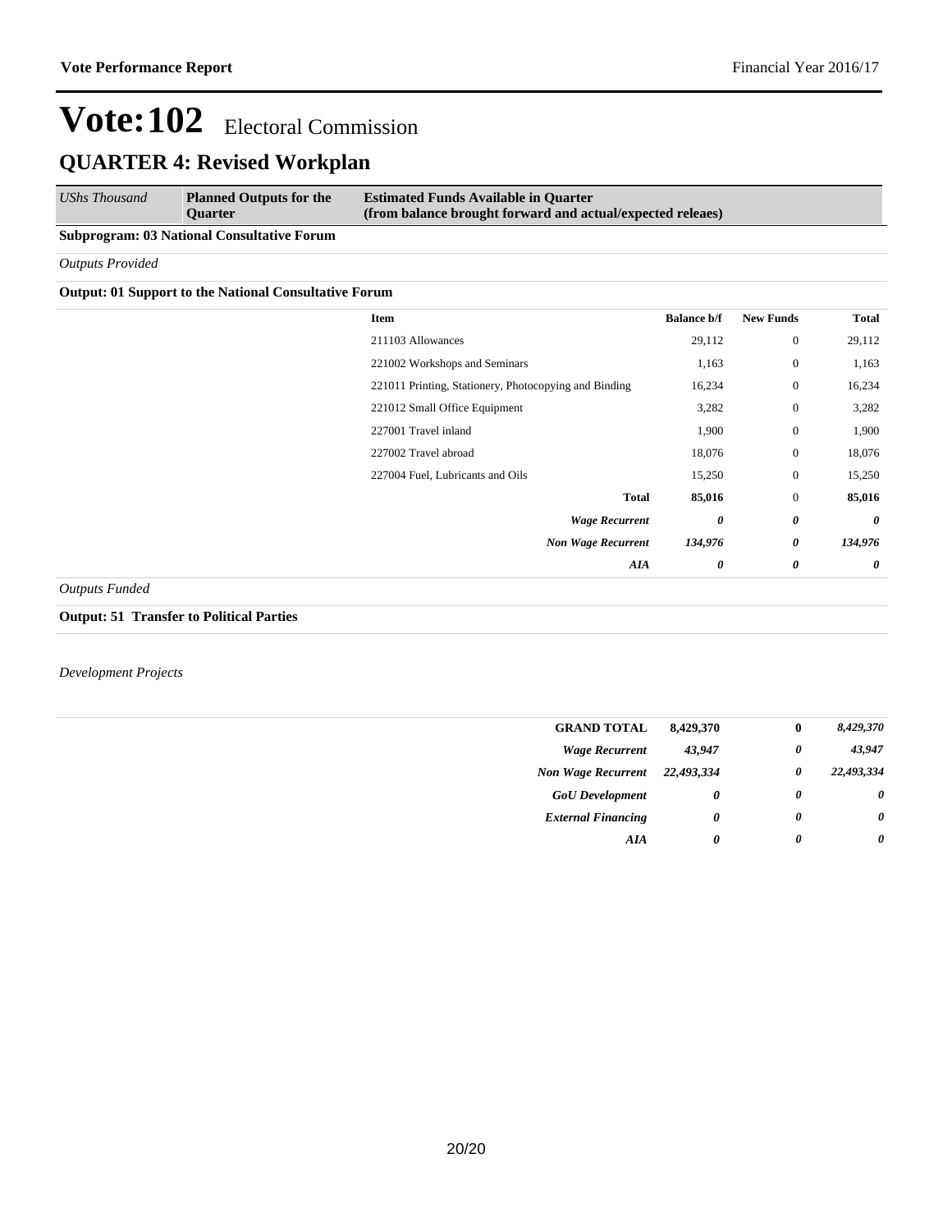# Vote:102 Electoral Commission

## QUARTER 4: Revised Workplan

| *UShs Thousand* | **Planned Outputs for the Quarter** | **Estimated Funds Available in Quarter (from balance brought forward and actual/expected releaes)** |
|---|---|---|

**Subprogram: 03 National Consultative Forum**

*Outputs Provided*

**Output: 01 Support to the National Consultative Forum**

| **Item** | **Balance b/f** | **New Funds** | **Total** |
|---|---|---|---|
| 211103 Allowances | 29,112 | 0 | 29,112 |
| 221002 Workshops and Seminars | 1,163 | 0 | 1,163 |
| 221011 Printing, Stationery, Photocopying and Binding | 16,234 | 0 | 16,234 |
| 221012 Small Office Equipment | 3,282 | 0 | 3,282 |
| 227001 Travel inland | 1,900 | 0 | 1,900 |
| 227002 Travel abroad | 18,076 | 0 | 18,076 |
| 227004 Fuel, Lubricants and Oils | 15,250 | 0 | 15,250 |
| **Total** | **85,016** | 0 | **85,016** |
| ***Wage Recurrent*** | ***0*** | ***0*** | ***0*** |
| ***Non Wage Recurrent*** | ***134,976*** | ***0*** | ***134,976*** |
| ***AIA*** | ***0*** | ***0*** | ***0*** |

*Outputs Funded*

**Output: 51 Transfer to Political Parties**

*Development Projects*

| | | | |
|---|---|---|---|
| **GRAND TOTAL** | **8,429,370** | **0** | ***8,429,370*** |
| ***Wage Recurrent*** | ***43,947*** | ***0*** | ***43,947*** |
| ***Non Wage Recurrent*** | ***22,493,334*** | ***0*** | ***22,493,334*** |
| ***GoU Development*** | ***0*** | ***0*** | ***0*** |
| ***External Financing*** | ***0*** | ***0*** | ***0*** |
| ***AIA*** | ***0*** | ***0*** | ***0*** |